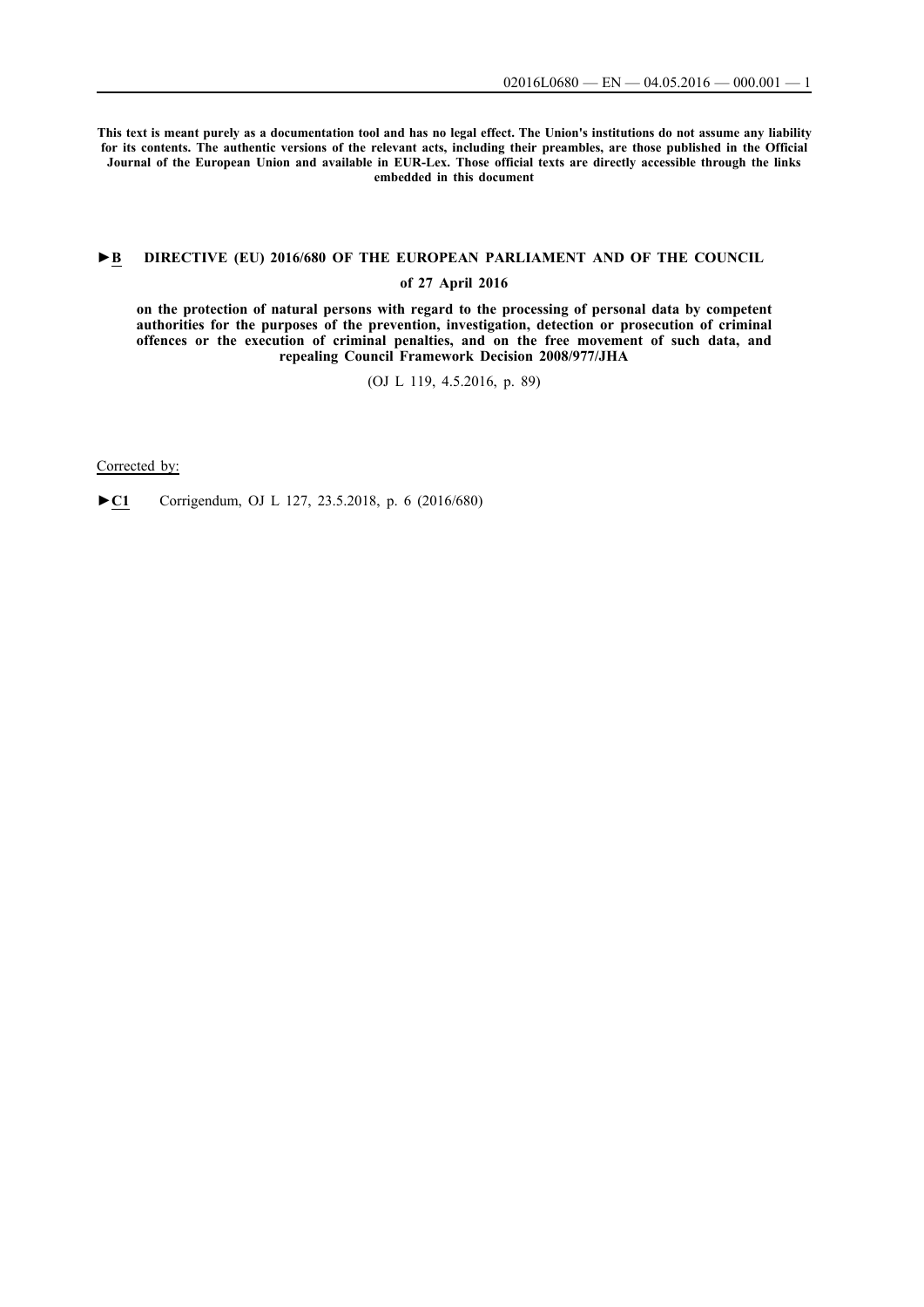**This text is meant purely as a documentation tool and has no legal effect. The Union's institutions do not assume any liability for its contents. The authentic versions of the relevant acts, including their preambles, are those published in the Official Journal of the European Union and available in EUR-Lex. Those official texts are directly accessible through the links embedded in this document**

# ►B DIRECTIVE (EU) 2016/680 OF THE EUROPEAN PARLIAMENT AND OF THE COUNCIL

**of 27 April 2016**

**on the protection of natural persons with regard to the processing of personal data by competent authorities for the purposes of the prevention, investigation, detection or prosecution of criminal offences or the execution of criminal penalties, and on the free movement of such data, and repealing Council Framework Decision 2008/977/JHA**

(OJ L 119, 4.5.2016, p. 89)

Corrected by:

►C1 Corrigendum, OJ L 127, 23.5.2018, p. 6 (2016/680)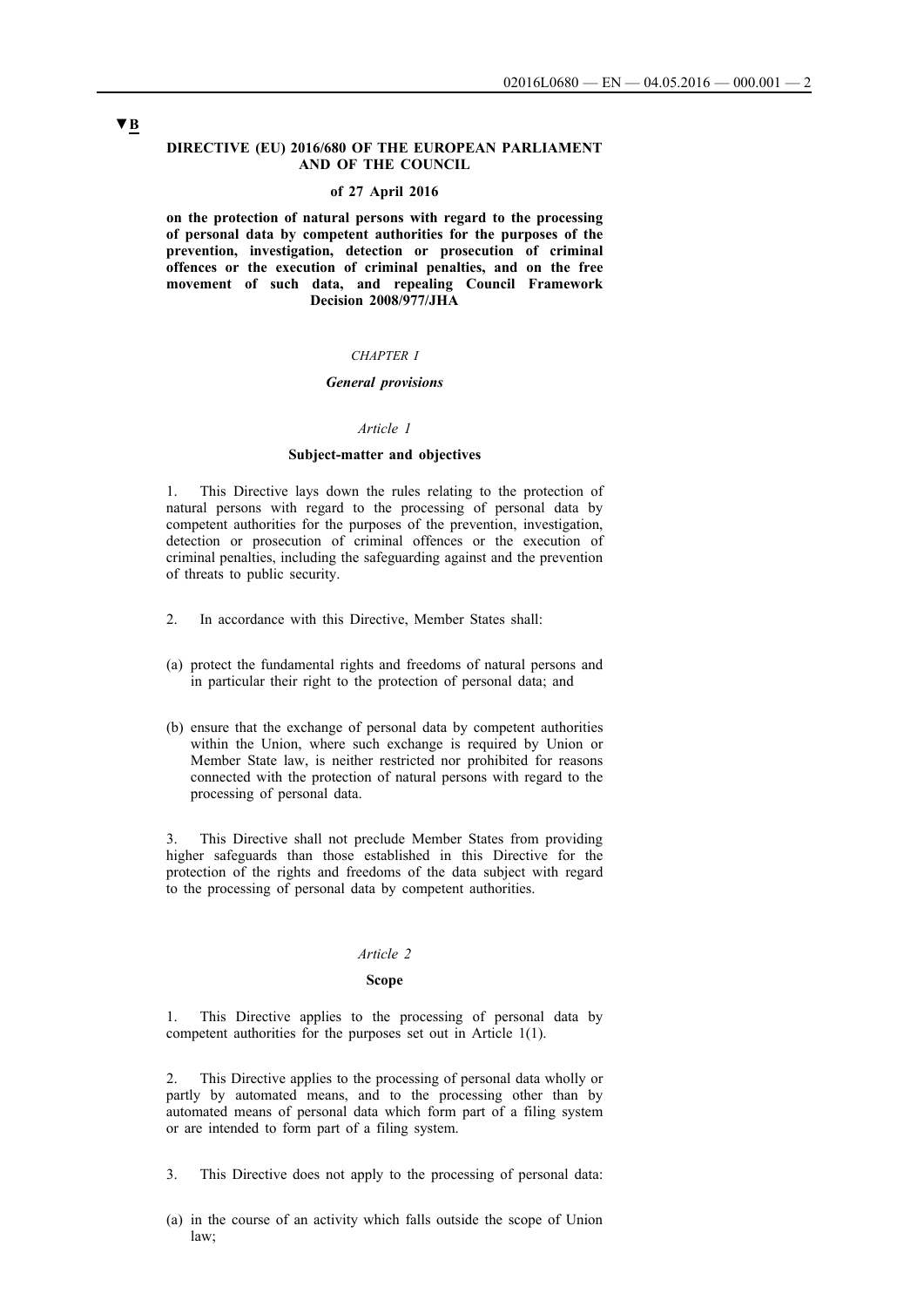▼B

**DIRECTIVE (EU) 2016/680 OF THE EUROPEAN PARLIAMENT AND OF THE COUNCIL**

**of 27 April 2016**

**on the protection of natural persons with regard to the processing of personal data by competent authorities for the purposes of the prevention, investigation, detection or prosecution of criminal offences or the execution of criminal penalties, and on the free movement of such data, and repealing Council Framework Decision 2008/977/JHA**

*CHAPTER I*

***General provisions***

*Article 1*

**Subject-matter and objectives**

1. This Directive lays down the rules relating to the protection of natural persons with regard to the processing of personal data by competent authorities for the purposes of the prevention, investigation, detection or prosecution of criminal offences or the execution of criminal penalties, including the safeguarding against and the prevention of threats to public security.

2. In accordance with this Directive, Member States shall:

(a) protect the fundamental rights and freedoms of natural persons and in particular their right to the protection of personal data; and

(b) ensure that the exchange of personal data by competent authorities within the Union, where such exchange is required by Union or Member State law, is neither restricted nor prohibited for reasons connected with the protection of natural persons with regard to the processing of personal data.

3. This Directive shall not preclude Member States from providing higher safeguards than those established in this Directive for the protection of the rights and freedoms of the data subject with regard to the processing of personal data by competent authorities.

*Article 2*

**Scope**

1. This Directive applies to the processing of personal data by competent authorities for the purposes set out in Article 1(1).

2. This Directive applies to the processing of personal data wholly or partly by automated means, and to the processing other than by automated means of personal data which form part of a filing system or are intended to form part of a filing system.

3. This Directive does not apply to the processing of personal data:

(a) in the course of an activity which falls outside the scope of Union law;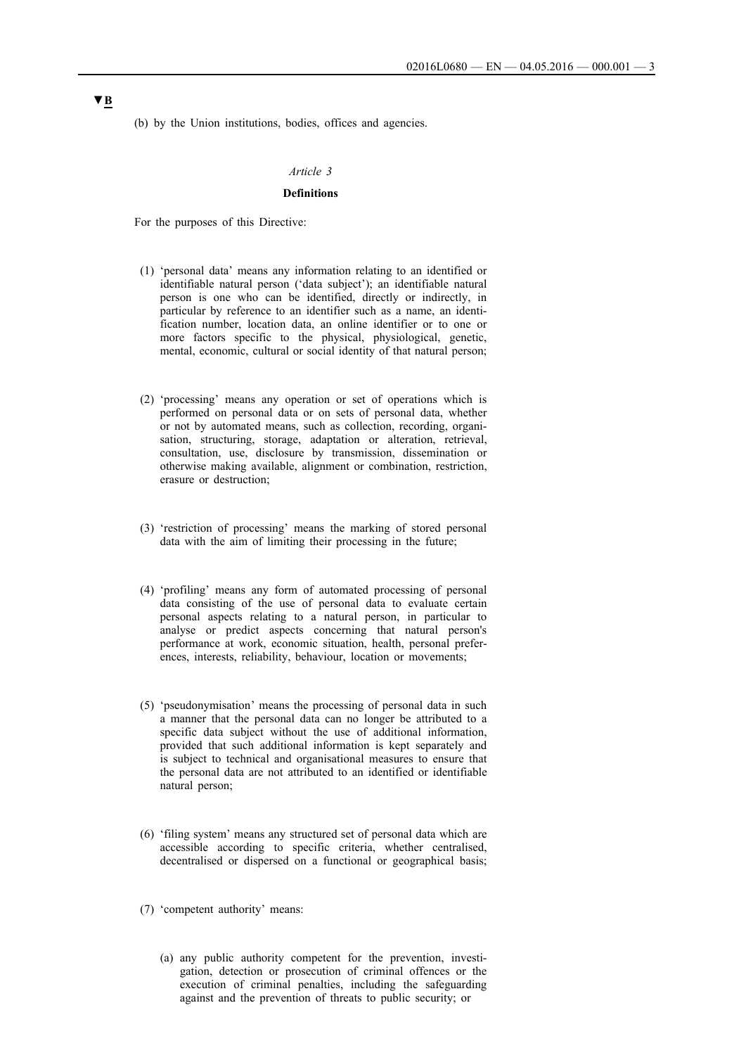▼B

(b) by the Union institutions, bodies, offices and agencies.

*Article 3*

**Definitions**

For the purposes of this Directive:

(1) 'personal data' means any information relating to an identified or identifiable natural person ('data subject'); an identifiable natural person is one who can be identified, directly or indirectly, in particular by reference to an identifier such as a name, an identification number, location data, an online identifier or to one or more factors specific to the physical, physiological, genetic, mental, economic, cultural or social identity of that natural person;

(2) 'processing' means any operation or set of operations which is performed on personal data or on sets of personal data, whether or not by automated means, such as collection, recording, organisation, structuring, storage, adaptation or alteration, retrieval, consultation, use, disclosure by transmission, dissemination or otherwise making available, alignment or combination, restriction, erasure or destruction;

(3) 'restriction of processing' means the marking of stored personal data with the aim of limiting their processing in the future;

(4) 'profiling' means any form of automated processing of personal data consisting of the use of personal data to evaluate certain personal aspects relating to a natural person, in particular to analyse or predict aspects concerning that natural person's performance at work, economic situation, health, personal preferences, interests, reliability, behaviour, location or movements;

(5) 'pseudonymisation' means the processing of personal data in such a manner that the personal data can no longer be attributed to a specific data subject without the use of additional information, provided that such additional information is kept separately and is subject to technical and organisational measures to ensure that the personal data are not attributed to an identified or identifiable natural person;

(6) 'filing system' means any structured set of personal data which are accessible according to specific criteria, whether centralised, decentralised or dispersed on a functional or geographical basis;

(7) 'competent authority' means:

(a) any public authority competent for the prevention, investigation, detection or prosecution of criminal offences or the execution of criminal penalties, including the safeguarding against and the prevention of threats to public security; or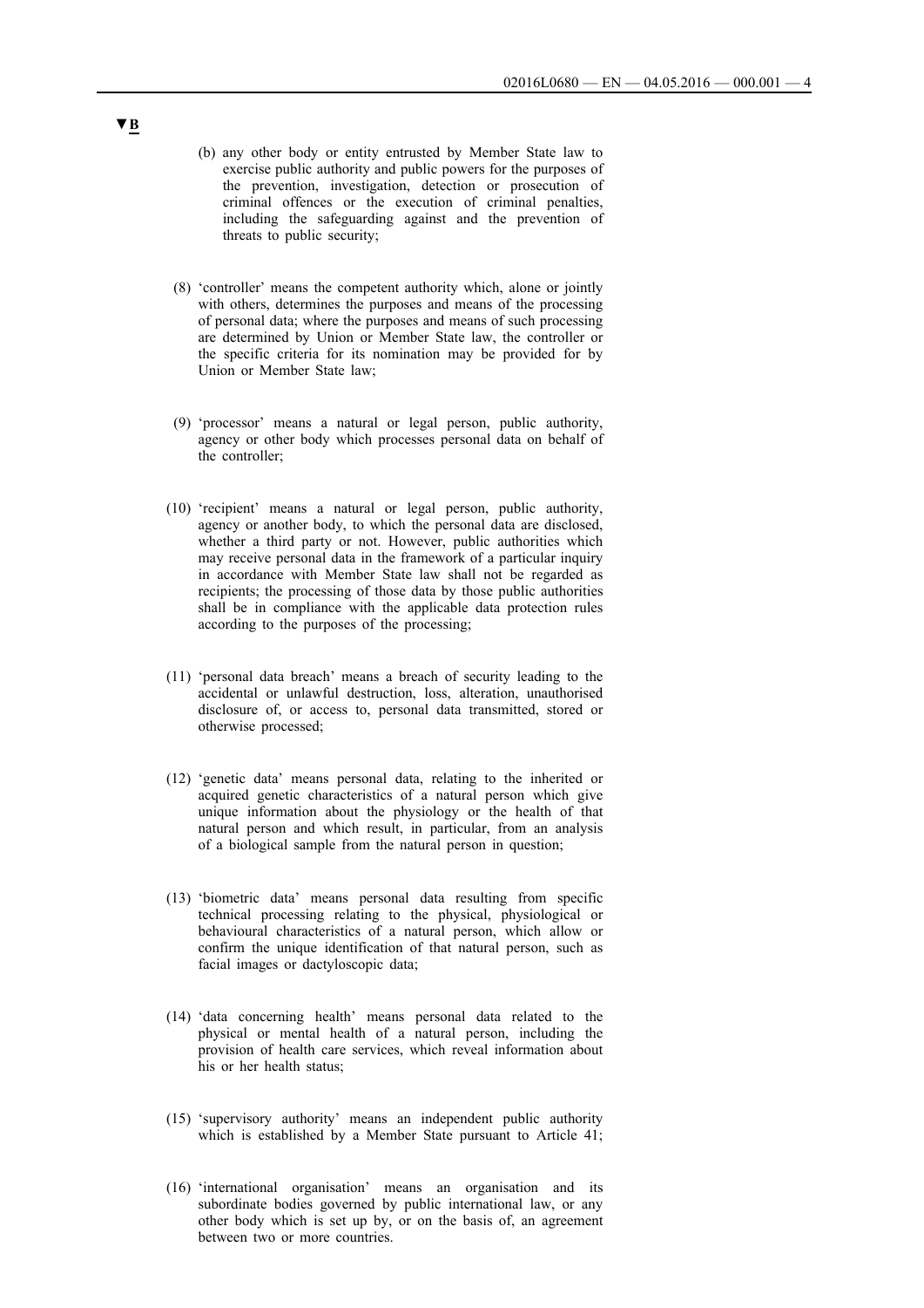▼B

(b) any other body or entity entrusted by Member State law to exercise public authority and public powers for the purposes of the prevention, investigation, detection or prosecution of criminal offences or the execution of criminal penalties, including the safeguarding against and the prevention of threats to public security;

(8) 'controller' means the competent authority which, alone or jointly with others, determines the purposes and means of the processing of personal data; where the purposes and means of such processing are determined by Union or Member State law, the controller or the specific criteria for its nomination may be provided for by Union or Member State law;

(9) 'processor' means a natural or legal person, public authority, agency or other body which processes personal data on behalf of the controller;

(10) 'recipient' means a natural or legal person, public authority, agency or another body, to which the personal data are disclosed, whether a third party or not. However, public authorities which may receive personal data in the framework of a particular inquiry in accordance with Member State law shall not be regarded as recipients; the processing of those data by those public authorities shall be in compliance with the applicable data protection rules according to the purposes of the processing;

(11) 'personal data breach' means a breach of security leading to the accidental or unlawful destruction, loss, alteration, unauthorised disclosure of, or access to, personal data transmitted, stored or otherwise processed;

(12) 'genetic data' means personal data, relating to the inherited or acquired genetic characteristics of a natural person which give unique information about the physiology or the health of that natural person and which result, in particular, from an analysis of a biological sample from the natural person in question;

(13) 'biometric data' means personal data resulting from specific technical processing relating to the physical, physiological or behavioural characteristics of a natural person, which allow or confirm the unique identification of that natural person, such as facial images or dactyloscopic data;

(14) 'data concerning health' means personal data related to the physical or mental health of a natural person, including the provision of health care services, which reveal information about his or her health status;

(15) 'supervisory authority' means an independent public authority which is established by a Member State pursuant to Article 41;

(16) 'international organisation' means an organisation and its subordinate bodies governed by public international law, or any other body which is set up by, or on the basis of, an agreement between two or more countries.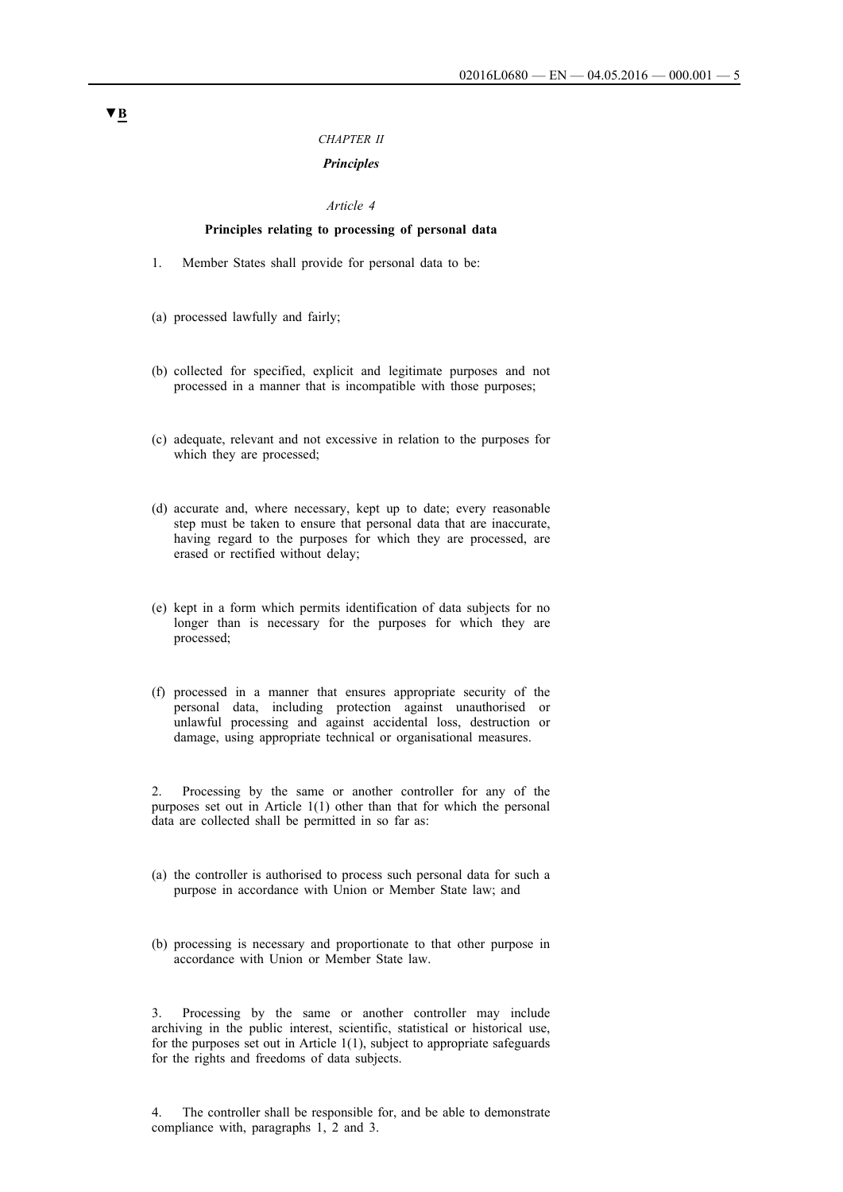▼B

*CHAPTER II*

***Principles***

*Article 4*

**Principles relating to processing of personal data**

1. Member States shall provide for personal data to be:

(a) processed lawfully and fairly;

(b) collected for specified, explicit and legitimate purposes and not processed in a manner that is incompatible with those purposes;

(c) adequate, relevant and not excessive in relation to the purposes for which they are processed;

(d) accurate and, where necessary, kept up to date; every reasonable step must be taken to ensure that personal data that are inaccurate, having regard to the purposes for which they are processed, are erased or rectified without delay;

(e) kept in a form which permits identification of data subjects for no longer than is necessary for the purposes for which they are processed;

(f) processed in a manner that ensures appropriate security of the personal data, including protection against unauthorised or unlawful processing and against accidental loss, destruction or damage, using appropriate technical or organisational measures.

2. Processing by the same or another controller for any of the purposes set out in Article 1(1) other than that for which the personal data are collected shall be permitted in so far as:

(a) the controller is authorised to process such personal data for such a purpose in accordance with Union or Member State law; and

(b) processing is necessary and proportionate to that other purpose in accordance with Union or Member State law.

3. Processing by the same or another controller may include archiving in the public interest, scientific, statistical or historical use, for the purposes set out in Article 1(1), subject to appropriate safeguards for the rights and freedoms of data subjects.

4. The controller shall be responsible for, and be able to demonstrate compliance with, paragraphs 1, 2 and 3.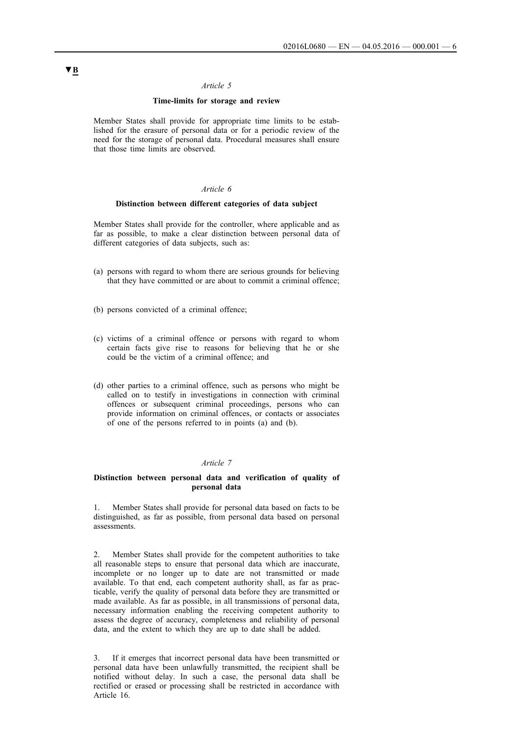▼B

*Article 5*

**Time-limits for storage and review**

Member States shall provide for appropriate time limits to be established for the erasure of personal data or for a periodic review of the need for the storage of personal data. Procedural measures shall ensure that those time limits are observed.

*Article 6*

**Distinction between different categories of data subject**

Member States shall provide for the controller, where applicable and as far as possible, to make a clear distinction between personal data of different categories of data subjects, such as:

(a) persons with regard to whom there are serious grounds for believing that they have committed or are about to commit a criminal offence;

(b) persons convicted of a criminal offence;

(c) victims of a criminal offence or persons with regard to whom certain facts give rise to reasons for believing that he or she could be the victim of a criminal offence; and

(d) other parties to a criminal offence, such as persons who might be called on to testify in investigations in connection with criminal offences or subsequent criminal proceedings, persons who can provide information on criminal offences, or contacts or associates of one of the persons referred to in points (a) and (b).

*Article 7*

**Distinction between personal data and verification of quality of personal data**

1. Member States shall provide for personal data based on facts to be distinguished, as far as possible, from personal data based on personal assessments.

2. Member States shall provide for the competent authorities to take all reasonable steps to ensure that personal data which are inaccurate, incomplete or no longer up to date are not transmitted or made available. To that end, each competent authority shall, as far as practicable, verify the quality of personal data before they are transmitted or made available. As far as possible, in all transmissions of personal data, necessary information enabling the receiving competent authority to assess the degree of accuracy, completeness and reliability of personal data, and the extent to which they are up to date shall be added.

3. If it emerges that incorrect personal data have been transmitted or personal data have been unlawfully transmitted, the recipient shall be notified without delay. In such a case, the personal data shall be rectified or erased or processing shall be restricted in accordance with Article 16.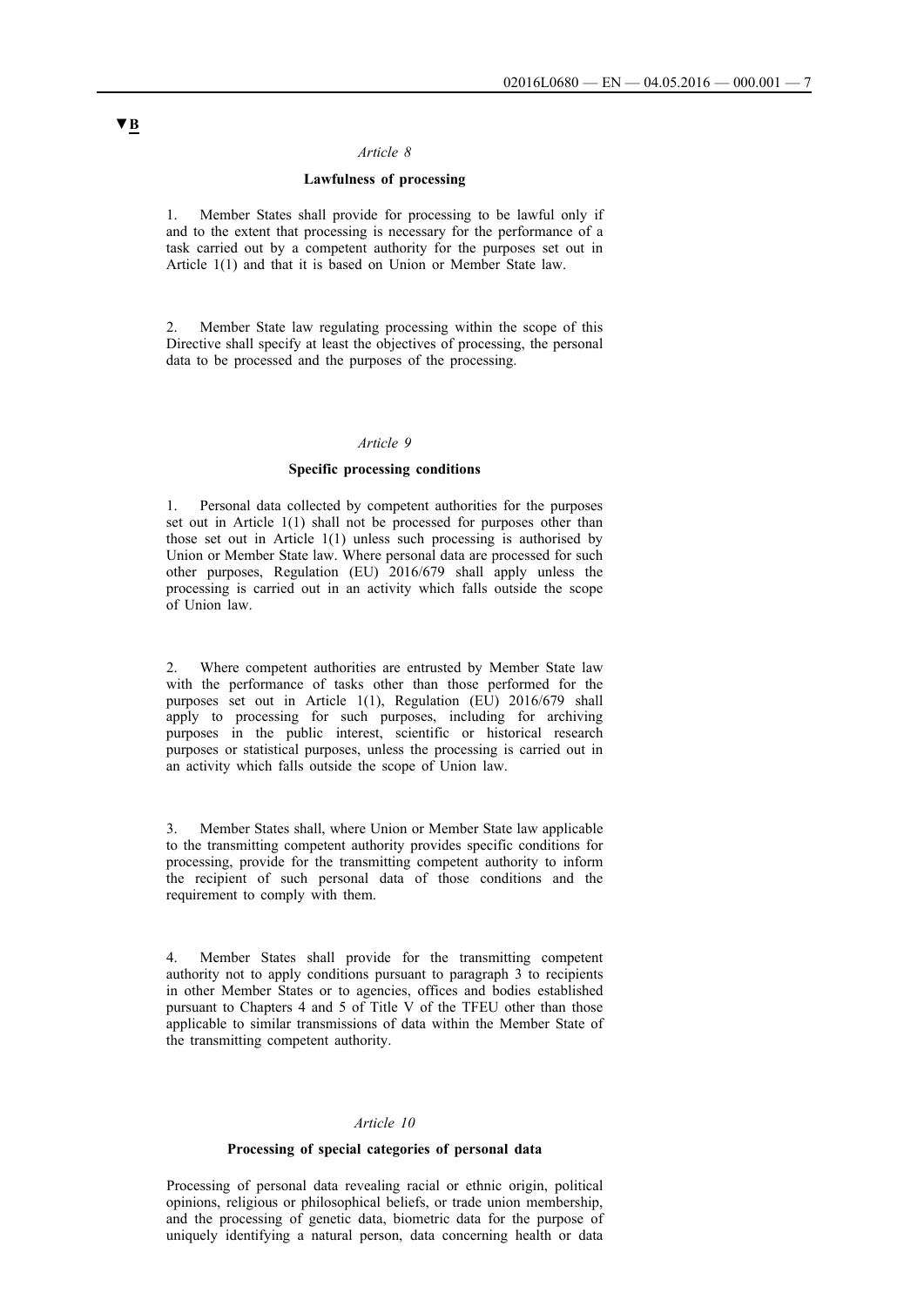▼B

*Article 8*

**Lawfulness of processing**

1. Member States shall provide for processing to be lawful only if and to the extent that processing is necessary for the performance of a task carried out by a competent authority for the purposes set out in Article 1(1) and that it is based on Union or Member State law.

2. Member State law regulating processing within the scope of this Directive shall specify at least the objectives of processing, the personal data to be processed and the purposes of the processing.

*Article 9*

**Specific processing conditions**

1. Personal data collected by competent authorities for the purposes set out in Article 1(1) shall not be processed for purposes other than those set out in Article 1(1) unless such processing is authorised by Union or Member State law. Where personal data are processed for such other purposes, Regulation (EU) 2016/679 shall apply unless the processing is carried out in an activity which falls outside the scope of Union law.

2. Where competent authorities are entrusted by Member State law with the performance of tasks other than those performed for the purposes set out in Article 1(1), Regulation (EU) 2016/679 shall apply to processing for such purposes, including for archiving purposes in the public interest, scientific or historical research purposes or statistical purposes, unless the processing is carried out in an activity which falls outside the scope of Union law.

3. Member States shall, where Union or Member State law applicable to the transmitting competent authority provides specific conditions for processing, provide for the transmitting competent authority to inform the recipient of such personal data of those conditions and the requirement to comply with them.

4. Member States shall provide for the transmitting competent authority not to apply conditions pursuant to paragraph 3 to recipients in other Member States or to agencies, offices and bodies established pursuant to Chapters 4 and 5 of Title V of the TFEU other than those applicable to similar transmissions of data within the Member State of the transmitting competent authority.

*Article 10*

**Processing of special categories of personal data**

Processing of personal data revealing racial or ethnic origin, political opinions, religious or philosophical beliefs, or trade union membership, and the processing of genetic data, biometric data for the purpose of uniquely identifying a natural person, data concerning health or data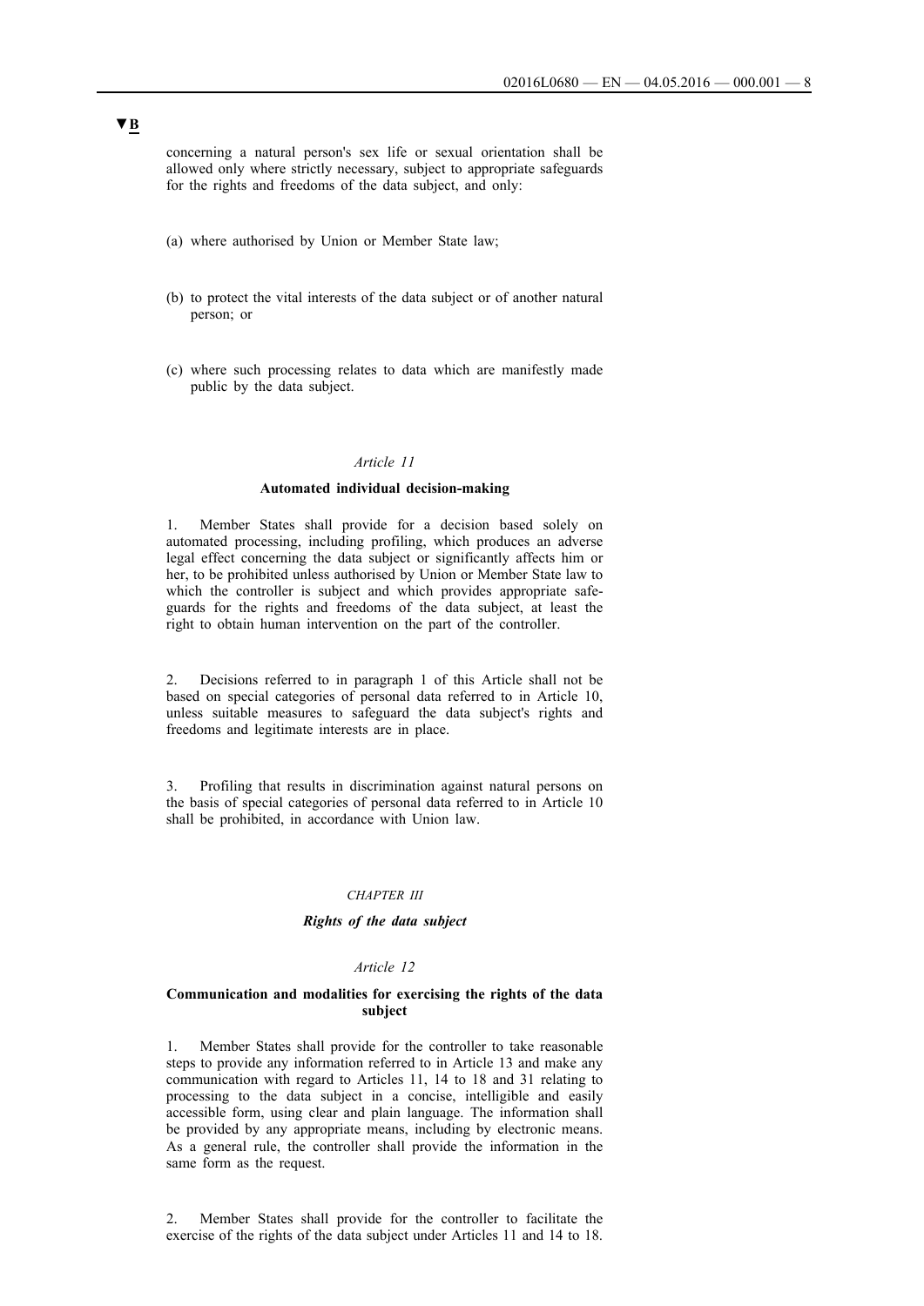concerning a natural person's sex life or sexual orientation shall be allowed only where strictly necessary, subject to appropriate safeguards for the rights and freedoms of the data subject, and only:

(a) where authorised by Union or Member State law;

(b) to protect the vital interests of the data subject or of another natural person; or

(c) where such processing relates to data which are manifestly made public by the data subject.

*Article 11*

**Automated individual decision-making**

1. Member States shall provide for a decision based solely on automated processing, including profiling, which produces an adverse legal effect concerning the data subject or significantly affects him or her, to be prohibited unless authorised by Union or Member State law to which the controller is subject and which provides appropriate safeguards for the rights and freedoms of the data subject, at least the right to obtain human intervention on the part of the controller.

2. Decisions referred to in paragraph 1 of this Article shall not be based on special categories of personal data referred to in Article 10, unless suitable measures to safeguard the data subject's rights and freedoms and legitimate interests are in place.

3. Profiling that results in discrimination against natural persons on the basis of special categories of personal data referred to in Article 10 shall be prohibited, in accordance with Union law.

*CHAPTER III*

***Rights of the data subject***

*Article 12*

**Communication and modalities for exercising the rights of the data subject**

1. Member States shall provide for the controller to take reasonable steps to provide any information referred to in Article 13 and make any communication with regard to Articles 11, 14 to 18 and 31 relating to processing to the data subject in a concise, intelligible and easily accessible form, using clear and plain language. The information shall be provided by any appropriate means, including by electronic means. As a general rule, the controller shall provide the information in the same form as the request.

2. Member States shall provide for the controller to facilitate the exercise of the rights of the data subject under Articles 11 and 14 to 18.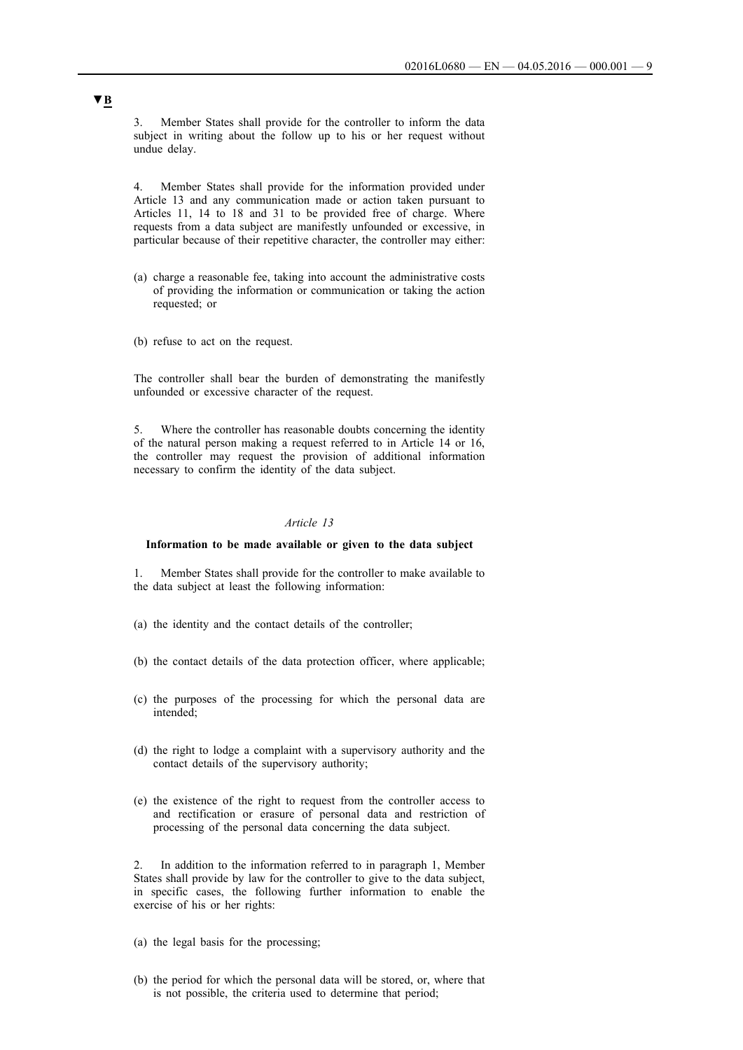▼B

3. Member States shall provide for the controller to inform the data subject in writing about the follow up to his or her request without undue delay.

4. Member States shall provide for the information provided under Article 13 and any communication made or action taken pursuant to Articles 11, 14 to 18 and 31 to be provided free of charge. Where requests from a data subject are manifestly unfounded or excessive, in particular because of their repetitive character, the controller may either:

(a) charge a reasonable fee, taking into account the administrative costs of providing the information or communication or taking the action requested; or

(b) refuse to act on the request.

The controller shall bear the burden of demonstrating the manifestly unfounded or excessive character of the request.

5. Where the controller has reasonable doubts concerning the identity of the natural person making a request referred to in Article 14 or 16, the controller may request the provision of additional information necessary to confirm the identity of the data subject.

*Article 13*

**Information to be made available or given to the data subject**

1. Member States shall provide for the controller to make available to the data subject at least the following information:

(a) the identity and the contact details of the controller;

(b) the contact details of the data protection officer, where applicable;

(c) the purposes of the processing for which the personal data are intended;

(d) the right to lodge a complaint with a supervisory authority and the contact details of the supervisory authority;

(e) the existence of the right to request from the controller access to and rectification or erasure of personal data and restriction of processing of the personal data concerning the data subject.

2. In addition to the information referred to in paragraph 1, Member States shall provide by law for the controller to give to the data subject, in specific cases, the following further information to enable the exercise of his or her rights:

(a) the legal basis for the processing;

(b) the period for which the personal data will be stored, or, where that is not possible, the criteria used to determine that period;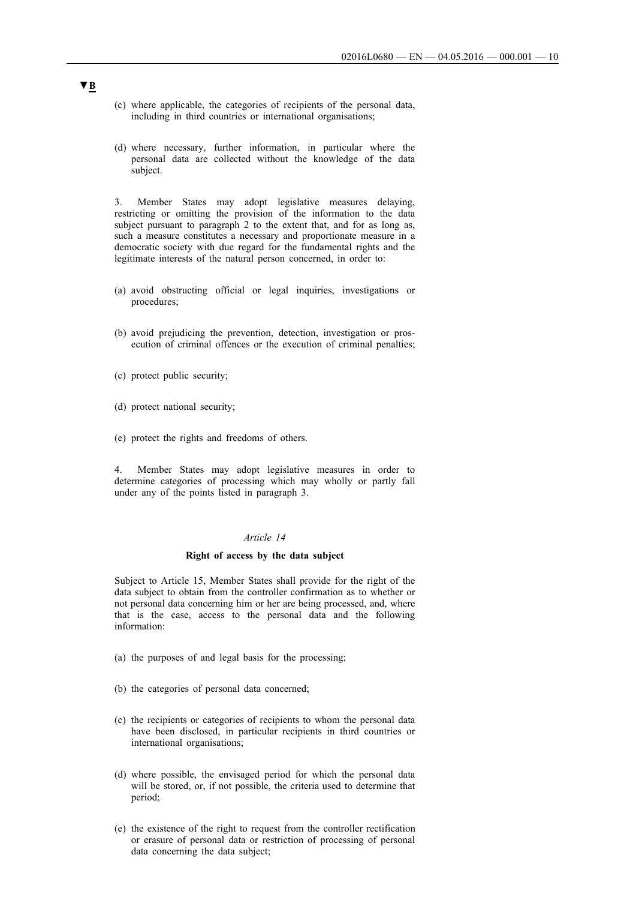▼B

(c) where applicable, the categories of recipients of the personal data, including in third countries or international organisations;

(d) where necessary, further information, in particular where the personal data are collected without the knowledge of the data subject.

3. Member States may adopt legislative measures delaying, restricting or omitting the provision of the information to the data subject pursuant to paragraph 2 to the extent that, and for as long as, such a measure constitutes a necessary and proportionate measure in a democratic society with due regard for the fundamental rights and the legitimate interests of the natural person concerned, in order to:

(a) avoid obstructing official or legal inquiries, investigations or procedures;

(b) avoid prejudicing the prevention, detection, investigation or prosecution of criminal offences or the execution of criminal penalties;

(c) protect public security;

(d) protect national security;

(e) protect the rights and freedoms of others.

4. Member States may adopt legislative measures in order to determine categories of processing which may wholly or partly fall under any of the points listed in paragraph 3.

*Article 14*

**Right of access by the data subject**

Subject to Article 15, Member States shall provide for the right of the data subject to obtain from the controller confirmation as to whether or not personal data concerning him or her are being processed, and, where that is the case, access to the personal data and the following information:

(a) the purposes of and legal basis for the processing;

(b) the categories of personal data concerned;

(c) the recipients or categories of recipients to whom the personal data have been disclosed, in particular recipients in third countries or international organisations;

(d) where possible, the envisaged period for which the personal data will be stored, or, if not possible, the criteria used to determine that period;

(e) the existence of the right to request from the controller rectification or erasure of personal data or restriction of processing of personal data concerning the data subject;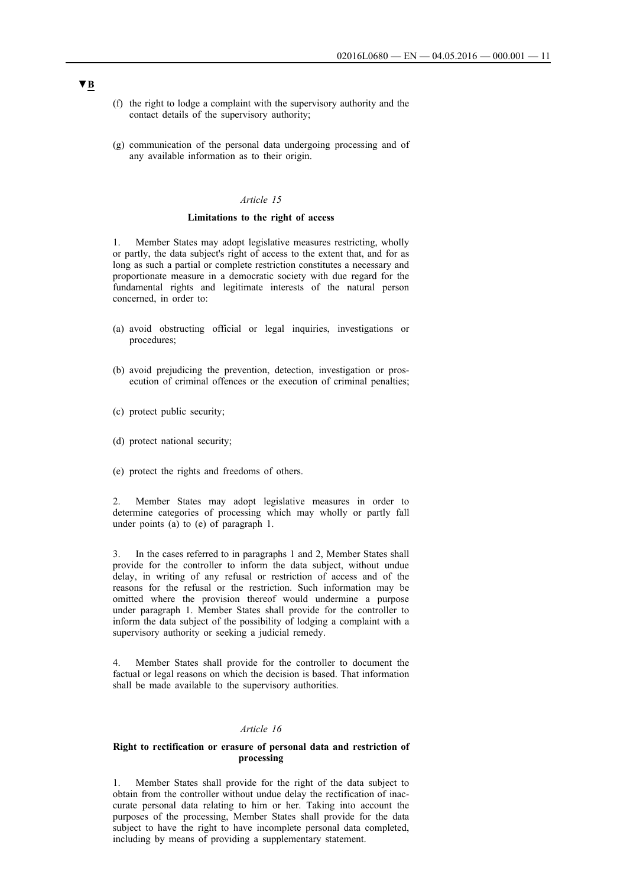▼B

(f) the right to lodge a complaint with the supervisory authority and the contact details of the supervisory authority;

(g) communication of the personal data undergoing processing and of any available information as to their origin.

*Article 15*

**Limitations to the right of access**

1. Member States may adopt legislative measures restricting, wholly or partly, the data subject's right of access to the extent that, and for as long as such a partial or complete restriction constitutes a necessary and proportionate measure in a democratic society with due regard for the fundamental rights and legitimate interests of the natural person concerned, in order to:

(a) avoid obstructing official or legal inquiries, investigations or procedures;

(b) avoid prejudicing the prevention, detection, investigation or prosecution of criminal offences or the execution of criminal penalties;

(c) protect public security;

(d) protect national security;

(e) protect the rights and freedoms of others.

2. Member States may adopt legislative measures in order to determine categories of processing which may wholly or partly fall under points (a) to (e) of paragraph 1.

3. In the cases referred to in paragraphs 1 and 2, Member States shall provide for the controller to inform the data subject, without undue delay, in writing of any refusal or restriction of access and of the reasons for the refusal or the restriction. Such information may be omitted where the provision thereof would undermine a purpose under paragraph 1. Member States shall provide for the controller to inform the data subject of the possibility of lodging a complaint with a supervisory authority or seeking a judicial remedy.

4. Member States shall provide for the controller to document the factual or legal reasons on which the decision is based. That information shall be made available to the supervisory authorities.

*Article 16*

**Right to rectification or erasure of personal data and restriction of processing**

1. Member States shall provide for the right of the data subject to obtain from the controller without undue delay the rectification of inaccurate personal data relating to him or her. Taking into account the purposes of the processing, Member States shall provide for the data subject to have the right to have incomplete personal data completed, including by means of providing a supplementary statement.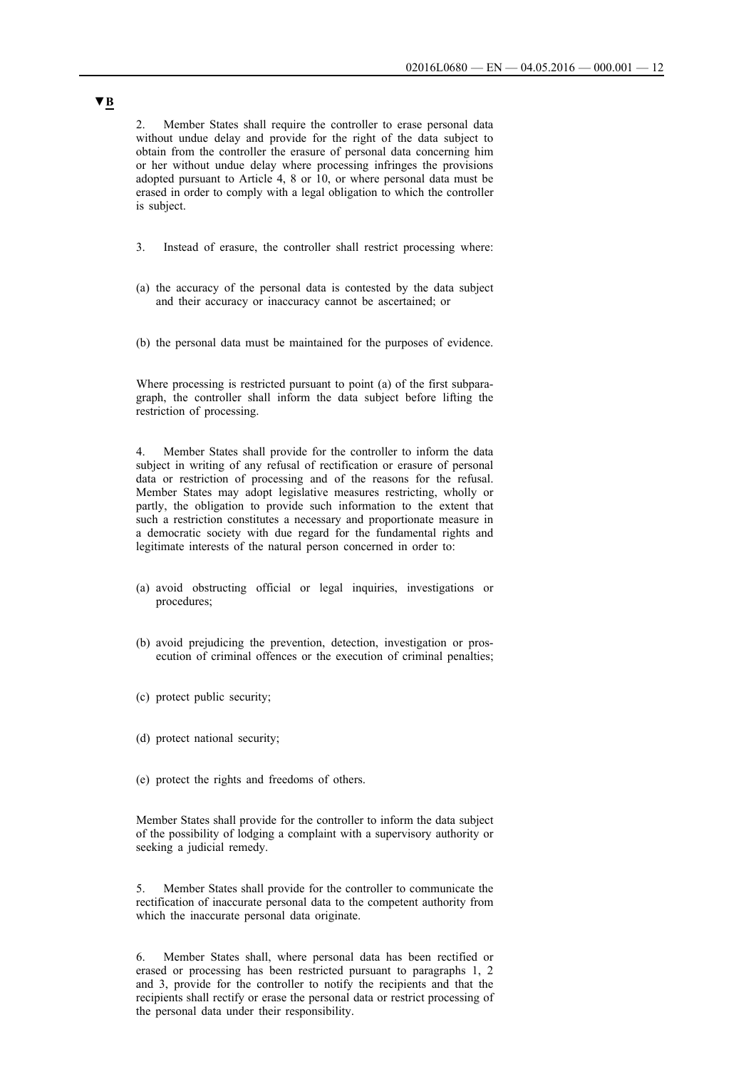▼B

2. Member States shall require the controller to erase personal data without undue delay and provide for the right of the data subject to obtain from the controller the erasure of personal data concerning him or her without undue delay where processing infringes the provisions adopted pursuant to Article 4, 8 or 10, or where personal data must be erased in order to comply with a legal obligation to which the controller is subject.

3. Instead of erasure, the controller shall restrict processing where:

(a) the accuracy of the personal data is contested by the data subject and their accuracy or inaccuracy cannot be ascertained; or

(b) the personal data must be maintained for the purposes of evidence.

Where processing is restricted pursuant to point (a) of the first subparagraph, the controller shall inform the data subject before lifting the restriction of processing.

4. Member States shall provide for the controller to inform the data subject in writing of any refusal of rectification or erasure of personal data or restriction of processing and of the reasons for the refusal. Member States may adopt legislative measures restricting, wholly or partly, the obligation to provide such information to the extent that such a restriction constitutes a necessary and proportionate measure in a democratic society with due regard for the fundamental rights and legitimate interests of the natural person concerned in order to:

(a) avoid obstructing official or legal inquiries, investigations or procedures;

(b) avoid prejudicing the prevention, detection, investigation or prosecution of criminal offences or the execution of criminal penalties;

(c) protect public security;

(d) protect national security;

(e) protect the rights and freedoms of others.

Member States shall provide for the controller to inform the data subject of the possibility of lodging a complaint with a supervisory authority or seeking a judicial remedy.

5. Member States shall provide for the controller to communicate the rectification of inaccurate personal data to the competent authority from which the inaccurate personal data originate.

6. Member States shall, where personal data has been rectified or erased or processing has been restricted pursuant to paragraphs 1, 2 and 3, provide for the controller to notify the recipients and that the recipients shall rectify or erase the personal data or restrict processing of the personal data under their responsibility.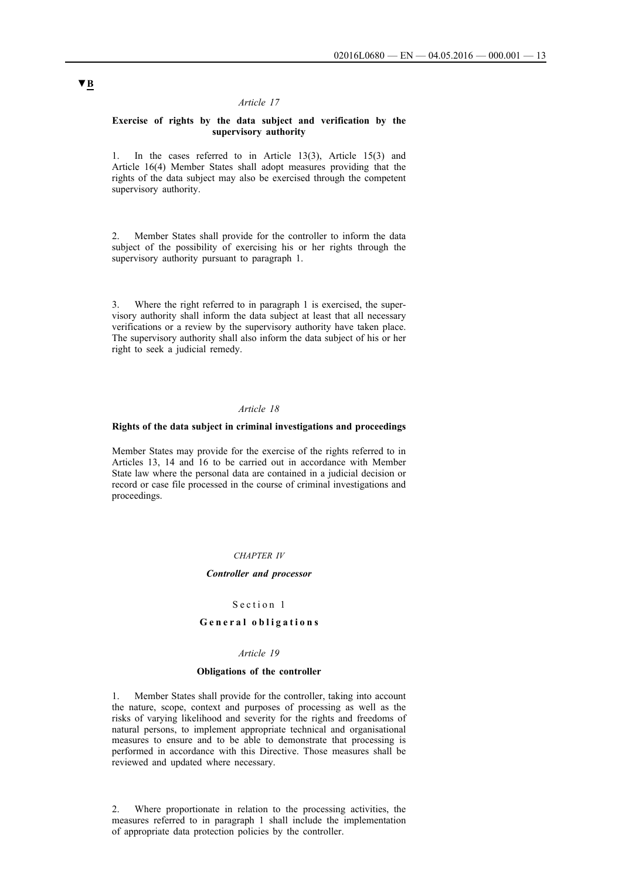▼B

*Article 17*

**Exercise of rights by the data subject and verification by the supervisory authority**

1. In the cases referred to in Article 13(3), Article 15(3) and Article 16(4) Member States shall adopt measures providing that the rights of the data subject may also be exercised through the competent supervisory authority.

2. Member States shall provide for the controller to inform the data subject of the possibility of exercising his or her rights through the supervisory authority pursuant to paragraph 1.

3. Where the right referred to in paragraph 1 is exercised, the supervisory authority shall inform the data subject at least that all necessary verifications or a review by the supervisory authority have taken place. The supervisory authority shall also inform the data subject of his or her right to seek a judicial remedy.

*Article 18*

**Rights of the data subject in criminal investigations and proceedings**

Member States may provide for the exercise of the rights referred to in Articles 13, 14 and 16 to be carried out in accordance with Member State law where the personal data are contained in a judicial decision or record or case file processed in the course of criminal investigations and proceedings.

*CHAPTER IV*

***Controller and processor***

Section 1

**General obligations**

*Article 19*

**Obligations of the controller**

1. Member States shall provide for the controller, taking into account the nature, scope, context and purposes of processing as well as the risks of varying likelihood and severity for the rights and freedoms of natural persons, to implement appropriate technical and organisational measures to ensure and to be able to demonstrate that processing is performed in accordance with this Directive. Those measures shall be reviewed and updated where necessary.

2. Where proportionate in relation to the processing activities, the measures referred to in paragraph 1 shall include the implementation of appropriate data protection policies by the controller.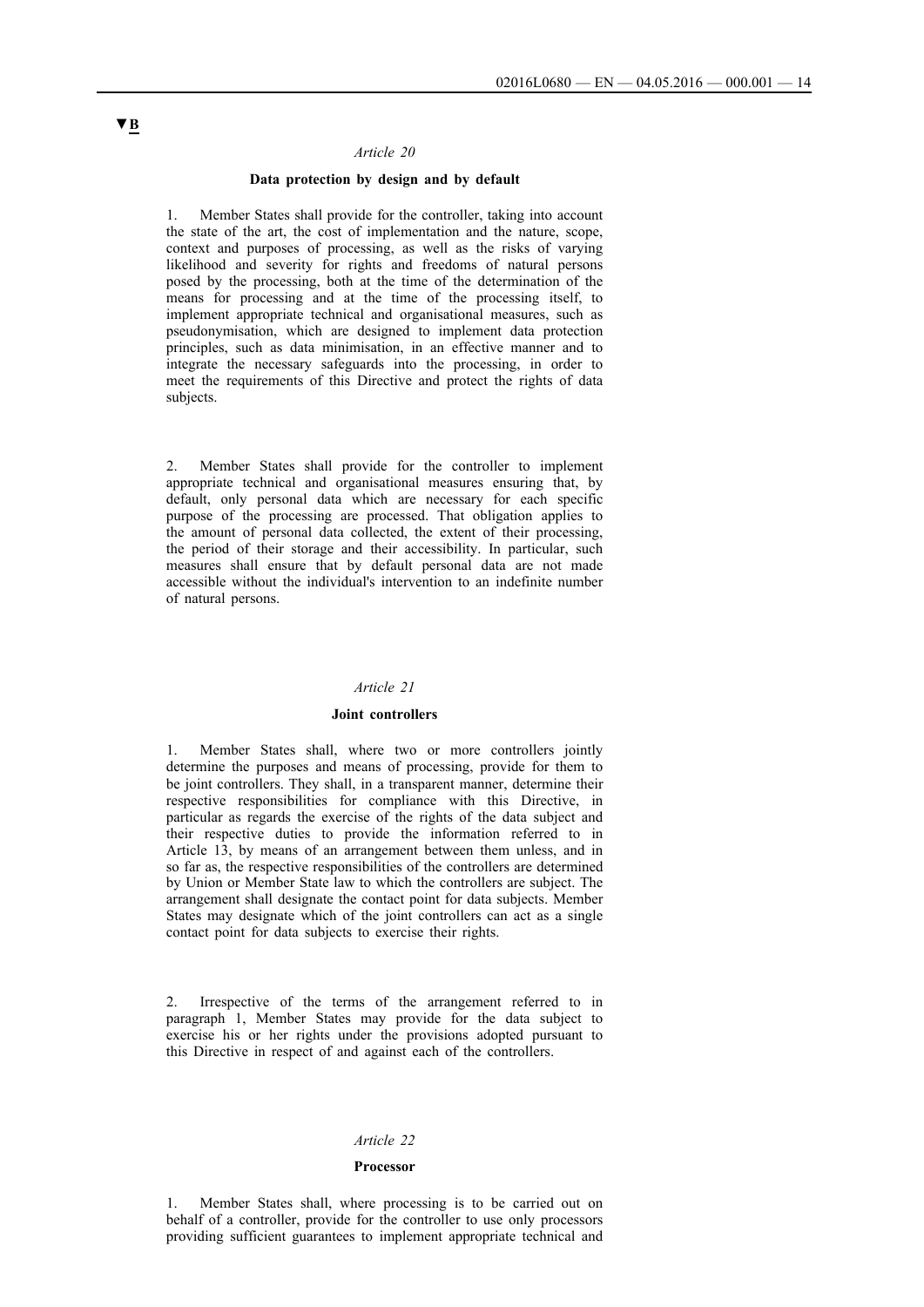▼B

*Article 20*

**Data protection by design and by default**

1. Member States shall provide for the controller, taking into account the state of the art, the cost of implementation and the nature, scope, context and purposes of processing, as well as the risks of varying likelihood and severity for rights and freedoms of natural persons posed by the processing, both at the time of the determination of the means for processing and at the time of the processing itself, to implement appropriate technical and organisational measures, such as pseudonymisation, which are designed to implement data protection principles, such as data minimisation, in an effective manner and to integrate the necessary safeguards into the processing, in order to meet the requirements of this Directive and protect the rights of data subjects.

2. Member States shall provide for the controller to implement appropriate technical and organisational measures ensuring that, by default, only personal data which are necessary for each specific purpose of the processing are processed. That obligation applies to the amount of personal data collected, the extent of their processing, the period of their storage and their accessibility. In particular, such measures shall ensure that by default personal data are not made accessible without the individual's intervention to an indefinite number of natural persons.

*Article 21*

**Joint controllers**

1. Member States shall, where two or more controllers jointly determine the purposes and means of processing, provide for them to be joint controllers. They shall, in a transparent manner, determine their respective responsibilities for compliance with this Directive, in particular as regards the exercise of the rights of the data subject and their respective duties to provide the information referred to in Article 13, by means of an arrangement between them unless, and in so far as, the respective responsibilities of the controllers are determined by Union or Member State law to which the controllers are subject. The arrangement shall designate the contact point for data subjects. Member States may designate which of the joint controllers can act as a single contact point for data subjects to exercise their rights.

2. Irrespective of the terms of the arrangement referred to in paragraph 1, Member States may provide for the data subject to exercise his or her rights under the provisions adopted pursuant to this Directive in respect of and against each of the controllers.

*Article 22*

**Processor**

1. Member States shall, where processing is to be carried out on behalf of a controller, provide for the controller to use only processors providing sufficient guarantees to implement appropriate technical and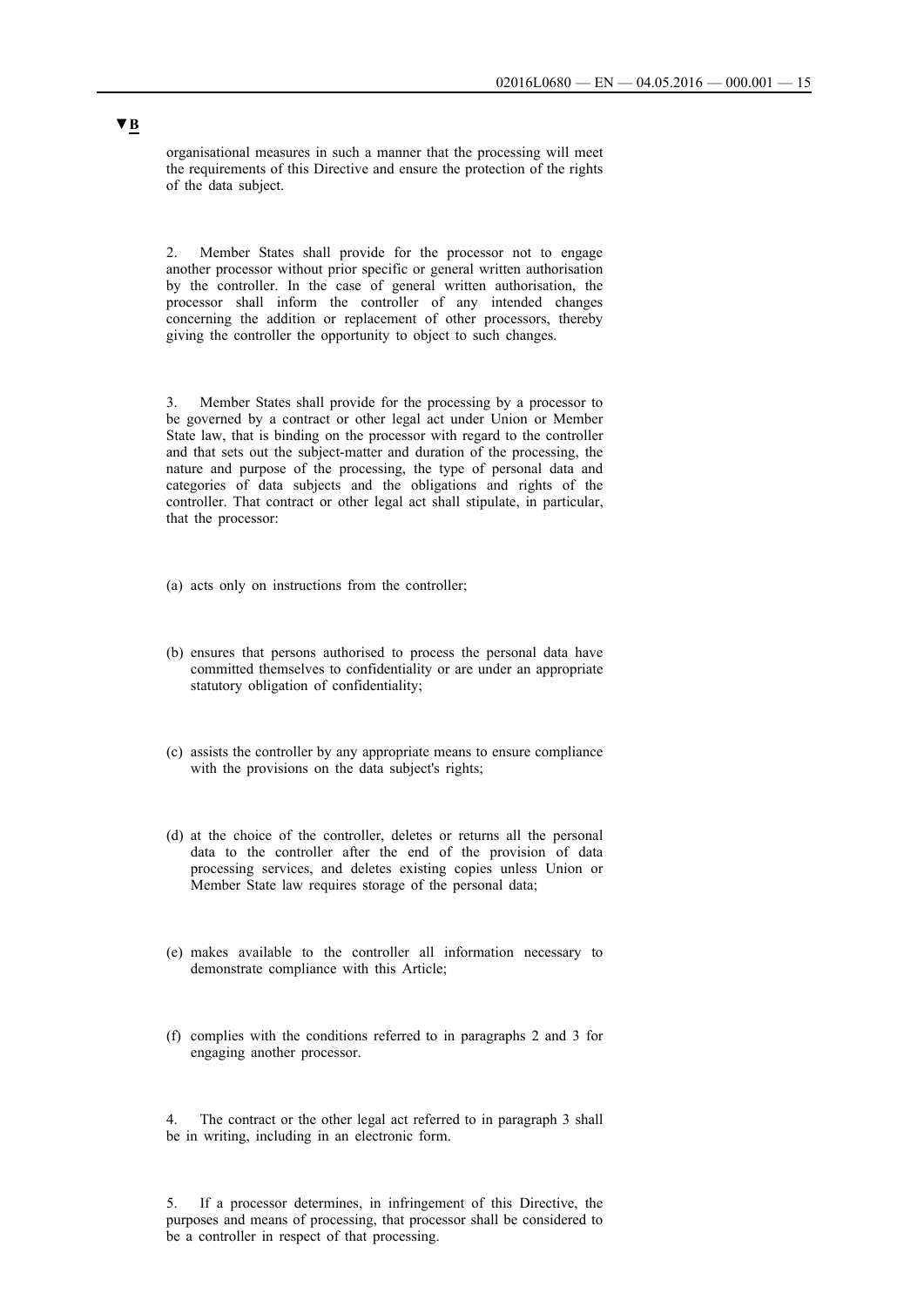▼B

organisational measures in such a manner that the processing will meet the requirements of this Directive and ensure the protection of the rights of the data subject.

2. Member States shall provide for the processor not to engage another processor without prior specific or general written authorisation by the controller. In the case of general written authorisation, the processor shall inform the controller of any intended changes concerning the addition or replacement of other processors, thereby giving the controller the opportunity to object to such changes.

3. Member States shall provide for the processing by a processor to be governed by a contract or other legal act under Union or Member State law, that is binding on the processor with regard to the controller and that sets out the subject-matter and duration of the processing, the nature and purpose of the processing, the type of personal data and categories of data subjects and the obligations and rights of the controller. That contract or other legal act shall stipulate, in particular, that the processor:

(a) acts only on instructions from the controller;

(b) ensures that persons authorised to process the personal data have committed themselves to confidentiality or are under an appropriate statutory obligation of confidentiality;

(c) assists the controller by any appropriate means to ensure compliance with the provisions on the data subject's rights;

(d) at the choice of the controller, deletes or returns all the personal data to the controller after the end of the provision of data processing services, and deletes existing copies unless Union or Member State law requires storage of the personal data;

(e) makes available to the controller all information necessary to demonstrate compliance with this Article;

(f) complies with the conditions referred to in paragraphs 2 and 3 for engaging another processor.

4. The contract or the other legal act referred to in paragraph 3 shall be in writing, including in an electronic form.

5. If a processor determines, in infringement of this Directive, the purposes and means of processing, that processor shall be considered to be a controller in respect of that processing.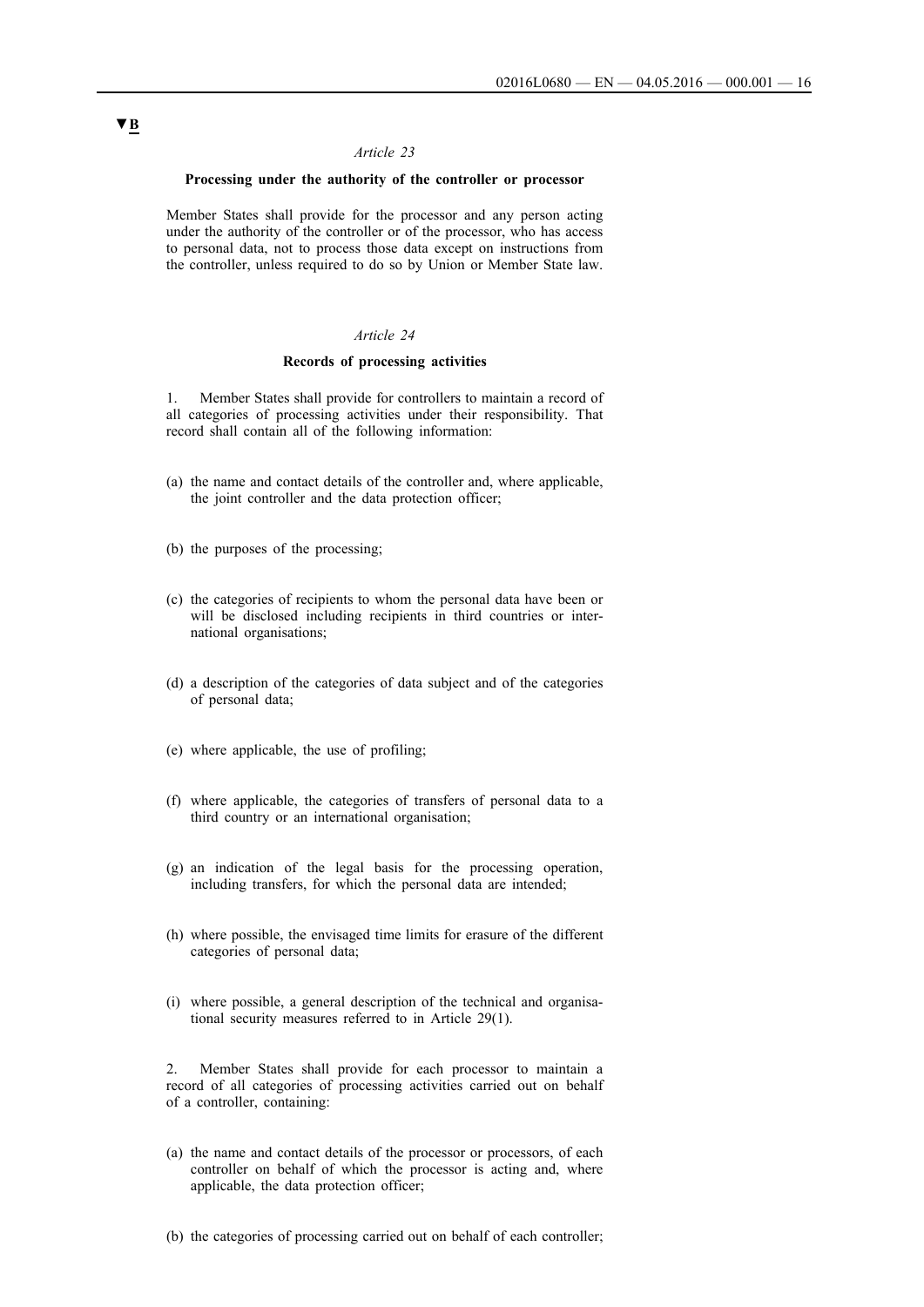▼B

*Article 23*

**Processing under the authority of the controller or processor**

Member States shall provide for the processor and any person acting under the authority of the controller or of the processor, who has access to personal data, not to process those data except on instructions from the controller, unless required to do so by Union or Member State law.

*Article 24*

**Records of processing activities**

1. Member States shall provide for controllers to maintain a record of all categories of processing activities under their responsibility. That record shall contain all of the following information:

(a) the name and contact details of the controller and, where applicable, the joint controller and the data protection officer;

(b) the purposes of the processing;

(c) the categories of recipients to whom the personal data have been or will be disclosed including recipients in third countries or international organisations;

(d) a description of the categories of data subject and of the categories of personal data;

(e) where applicable, the use of profiling;

(f) where applicable, the categories of transfers of personal data to a third country or an international organisation;

(g) an indication of the legal basis for the processing operation, including transfers, for which the personal data are intended;

(h) where possible, the envisaged time limits for erasure of the different categories of personal data;

(i) where possible, a general description of the technical and organisational security measures referred to in Article 29(1).

2. Member States shall provide for each processor to maintain a record of all categories of processing activities carried out on behalf of a controller, containing:

(a) the name and contact details of the processor or processors, of each controller on behalf of which the processor is acting and, where applicable, the data protection officer;

(b) the categories of processing carried out on behalf of each controller;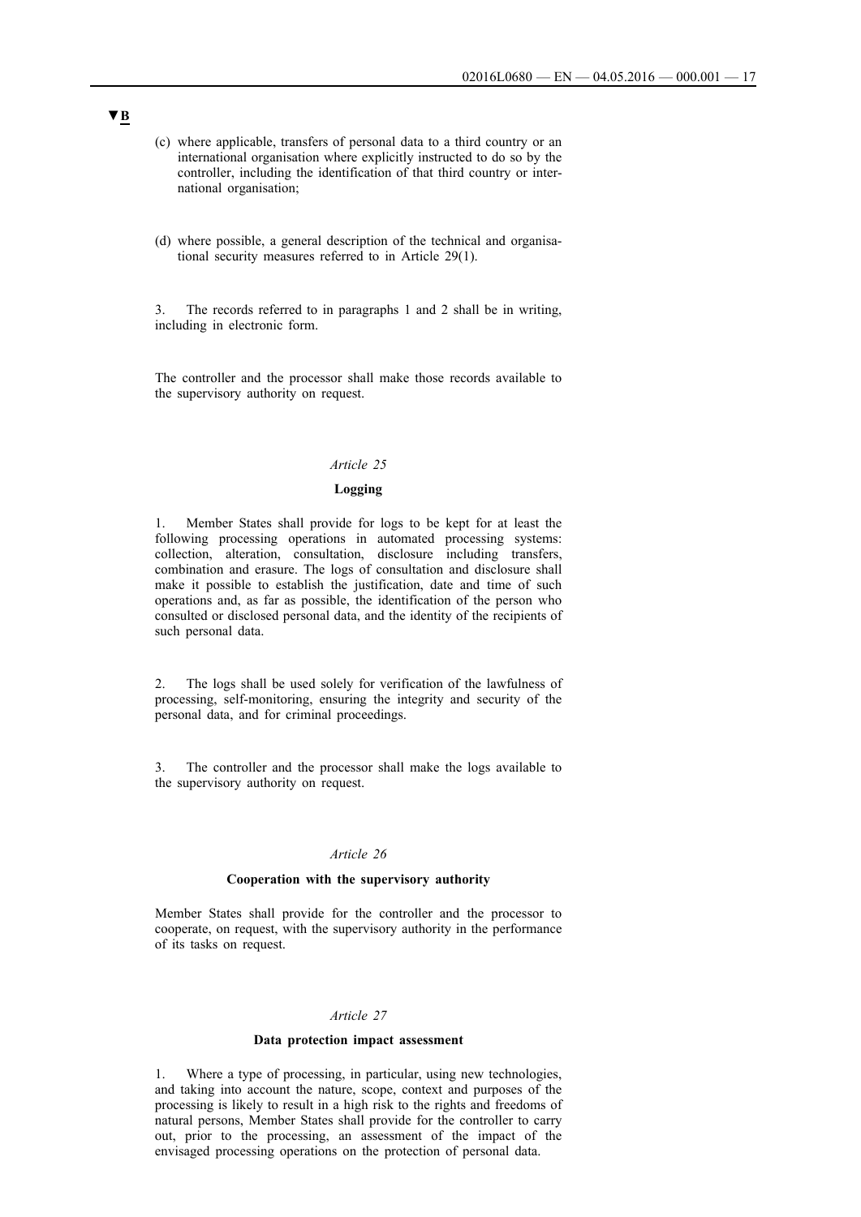▼B

(c) where applicable, transfers of personal data to a third country or an international organisation where explicitly instructed to do so by the controller, including the identification of that third country or international organisation;

(d) where possible, a general description of the technical and organisational security measures referred to in Article 29(1).

3. The records referred to in paragraphs 1 and 2 shall be in writing, including in electronic form.

The controller and the processor shall make those records available to the supervisory authority on request.

*Article 25*

**Logging**

1. Member States shall provide for logs to be kept for at least the following processing operations in automated processing systems: collection, alteration, consultation, disclosure including transfers, combination and erasure. The logs of consultation and disclosure shall make it possible to establish the justification, date and time of such operations and, as far as possible, the identification of the person who consulted or disclosed personal data, and the identity of the recipients of such personal data.

2. The logs shall be used solely for verification of the lawfulness of processing, self-monitoring, ensuring the integrity and security of the personal data, and for criminal proceedings.

3. The controller and the processor shall make the logs available to the supervisory authority on request.

*Article 26*

**Cooperation with the supervisory authority**

Member States shall provide for the controller and the processor to cooperate, on request, with the supervisory authority in the performance of its tasks on request.

*Article 27*

**Data protection impact assessment**

1. Where a type of processing, in particular, using new technologies, and taking into account the nature, scope, context and purposes of the processing is likely to result in a high risk to the rights and freedoms of natural persons, Member States shall provide for the controller to carry out, prior to the processing, an assessment of the impact of the envisaged processing operations on the protection of personal data.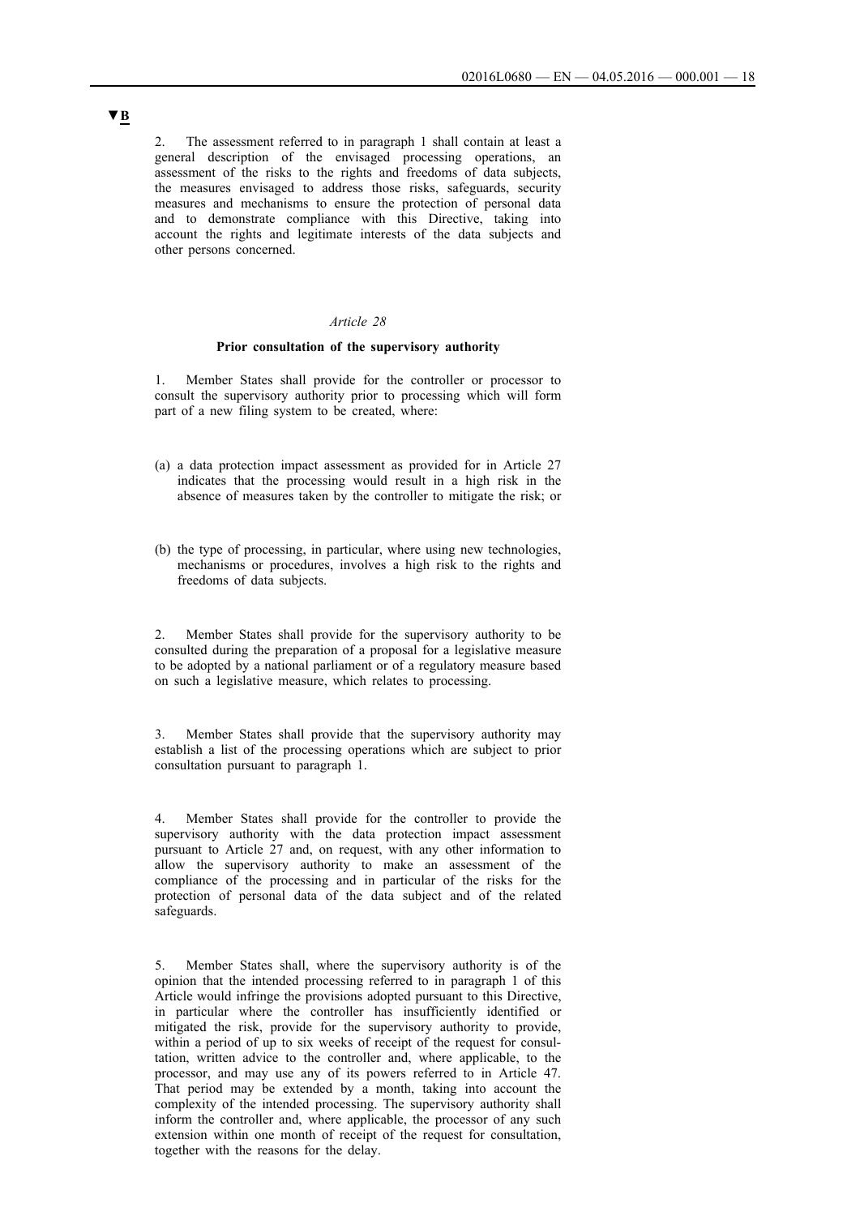▼B

2. The assessment referred to in paragraph 1 shall contain at least a general description of the envisaged processing operations, an assessment of the risks to the rights and freedoms of data subjects, the measures envisaged to address those risks, safeguards, security measures and mechanisms to ensure the protection of personal data and to demonstrate compliance with this Directive, taking into account the rights and legitimate interests of the data subjects and other persons concerned.

*Article 28*

**Prior consultation of the supervisory authority**

1. Member States shall provide for the controller or processor to consult the supervisory authority prior to processing which will form part of a new filing system to be created, where:

(a) a data protection impact assessment as provided for in Article 27 indicates that the processing would result in a high risk in the absence of measures taken by the controller to mitigate the risk; or

(b) the type of processing, in particular, where using new technologies, mechanisms or procedures, involves a high risk to the rights and freedoms of data subjects.

2. Member States shall provide for the supervisory authority to be consulted during the preparation of a proposal for a legislative measure to be adopted by a national parliament or of a regulatory measure based on such a legislative measure, which relates to processing.

3. Member States shall provide that the supervisory authority may establish a list of the processing operations which are subject to prior consultation pursuant to paragraph 1.

4. Member States shall provide for the controller to provide the supervisory authority with the data protection impact assessment pursuant to Article 27 and, on request, with any other information to allow the supervisory authority to make an assessment of the compliance of the processing and in particular of the risks for the protection of personal data of the data subject and of the related safeguards.

5. Member States shall, where the supervisory authority is of the opinion that the intended processing referred to in paragraph 1 of this Article would infringe the provisions adopted pursuant to this Directive, in particular where the controller has insufficiently identified or mitigated the risk, provide for the supervisory authority to provide, within a period of up to six weeks of receipt of the request for consultation, written advice to the controller and, where applicable, to the processor, and may use any of its powers referred to in Article 47. That period may be extended by a month, taking into account the complexity of the intended processing. The supervisory authority shall inform the controller and, where applicable, the processor of any such extension within one month of receipt of the request for consultation, together with the reasons for the delay.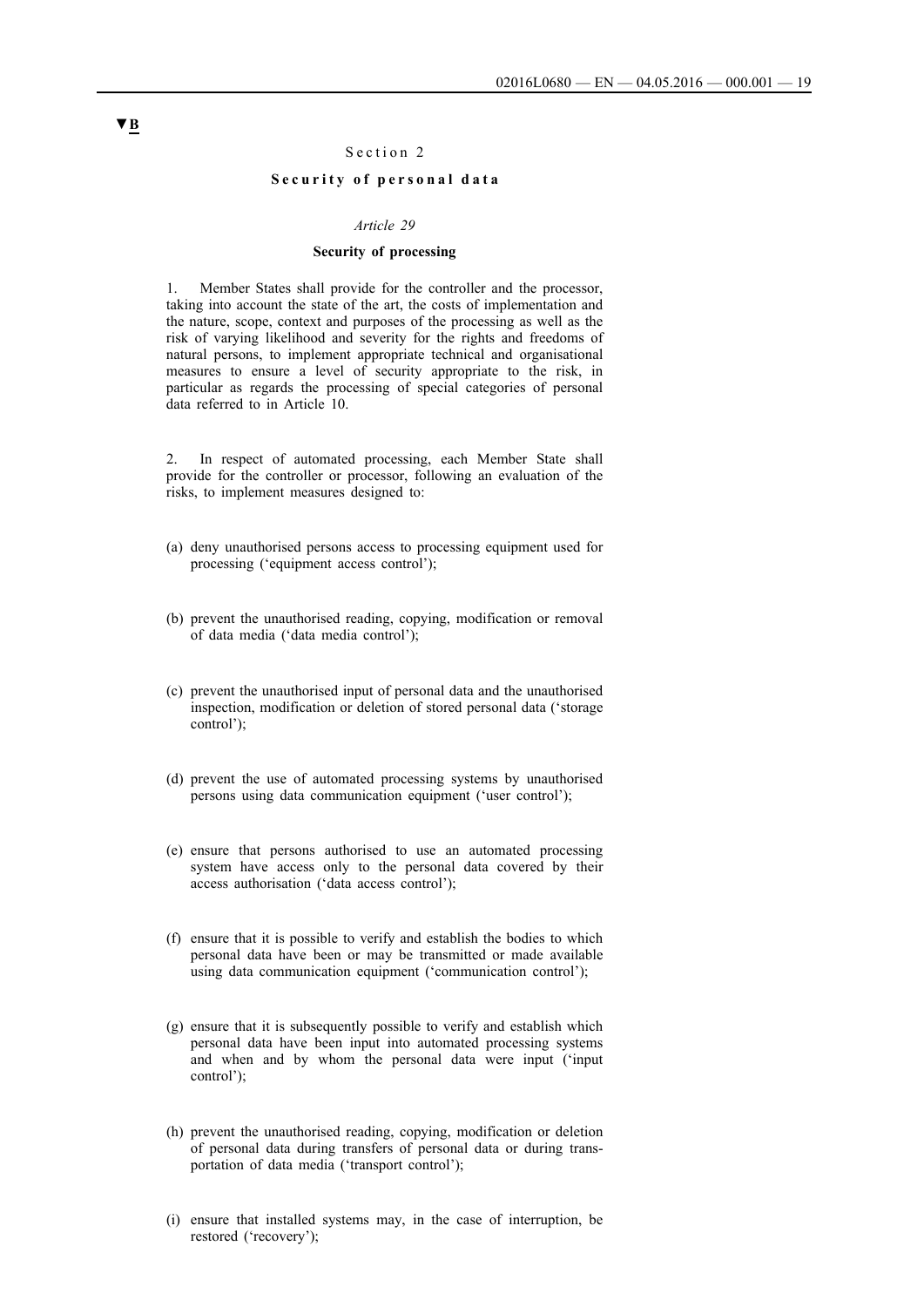▼B

## Section 2

### Security of personal data

*Article 29*

**Security of processing**

1. Member States shall provide for the controller and the processor, taking into account the state of the art, the costs of implementation and the nature, scope, context and purposes of the processing as well as the risk of varying likelihood and severity for the rights and freedoms of natural persons, to implement appropriate technical and organisational measures to ensure a level of security appropriate to the risk, in particular as regards the processing of special categories of personal data referred to in Article 10.

2. In respect of automated processing, each Member State shall provide for the controller or processor, following an evaluation of the risks, to implement measures designed to:

(a) deny unauthorised persons access to processing equipment used for processing ('equipment access control');

(b) prevent the unauthorised reading, copying, modification or removal of data media ('data media control');

(c) prevent the unauthorised input of personal data and the unauthorised inspection, modification or deletion of stored personal data ('storage control');

(d) prevent the use of automated processing systems by unauthorised persons using data communication equipment ('user control');

(e) ensure that persons authorised to use an automated processing system have access only to the personal data covered by their access authorisation ('data access control');

(f) ensure that it is possible to verify and establish the bodies to which personal data have been or may be transmitted or made available using data communication equipment ('communication control');

(g) ensure that it is subsequently possible to verify and establish which personal data have been input into automated processing systems and when and by whom the personal data were input ('input control');

(h) prevent the unauthorised reading, copying, modification or deletion of personal data during transfers of personal data or during transportation of data media ('transport control');

(i) ensure that installed systems may, in the case of interruption, be restored ('recovery');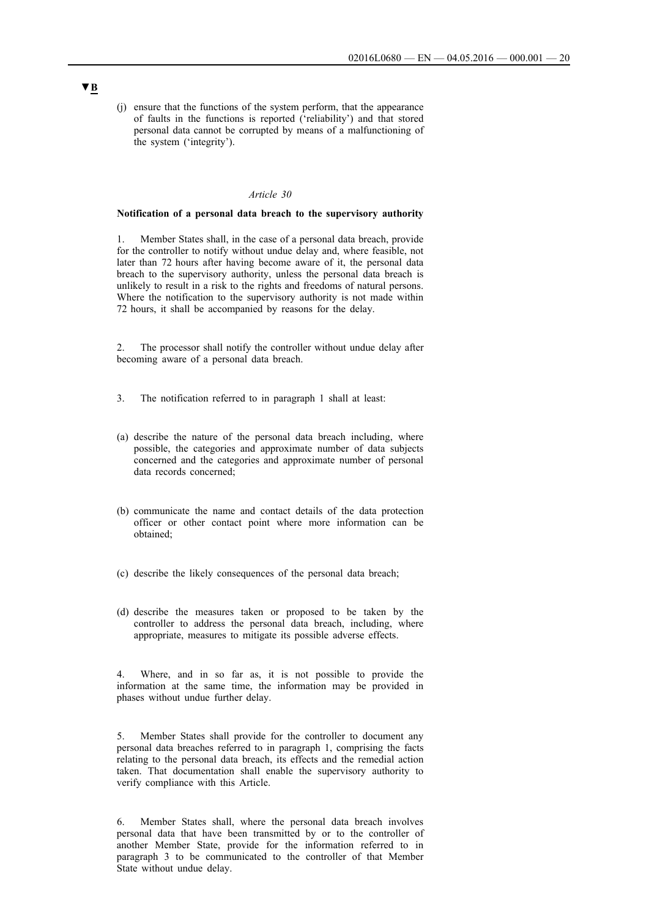▼B

(j) ensure that the functions of the system perform, that the appearance of faults in the functions is reported ('reliability') and that stored personal data cannot be corrupted by means of a malfunctioning of the system ('integrity').

*Article 30*

**Notification of a personal data breach to the supervisory authority**

1. Member States shall, in the case of a personal data breach, provide for the controller to notify without undue delay and, where feasible, not later than 72 hours after having become aware of it, the personal data breach to the supervisory authority, unless the personal data breach is unlikely to result in a risk to the rights and freedoms of natural persons. Where the notification to the supervisory authority is not made within 72 hours, it shall be accompanied by reasons for the delay.

2. The processor shall notify the controller without undue delay after becoming aware of a personal data breach.

3. The notification referred to in paragraph 1 shall at least:

(a) describe the nature of the personal data breach including, where possible, the categories and approximate number of data subjects concerned and the categories and approximate number of personal data records concerned;

(b) communicate the name and contact details of the data protection officer or other contact point where more information can be obtained;

(c) describe the likely consequences of the personal data breach;

(d) describe the measures taken or proposed to be taken by the controller to address the personal data breach, including, where appropriate, measures to mitigate its possible adverse effects.

4. Where, and in so far as, it is not possible to provide the information at the same time, the information may be provided in phases without undue further delay.

5. Member States shall provide for the controller to document any personal data breaches referred to in paragraph 1, comprising the facts relating to the personal data breach, its effects and the remedial action taken. That documentation shall enable the supervisory authority to verify compliance with this Article.

6. Member States shall, where the personal data breach involves personal data that have been transmitted by or to the controller of another Member State, provide for the information referred to in paragraph 3 to be communicated to the controller of that Member State without undue delay.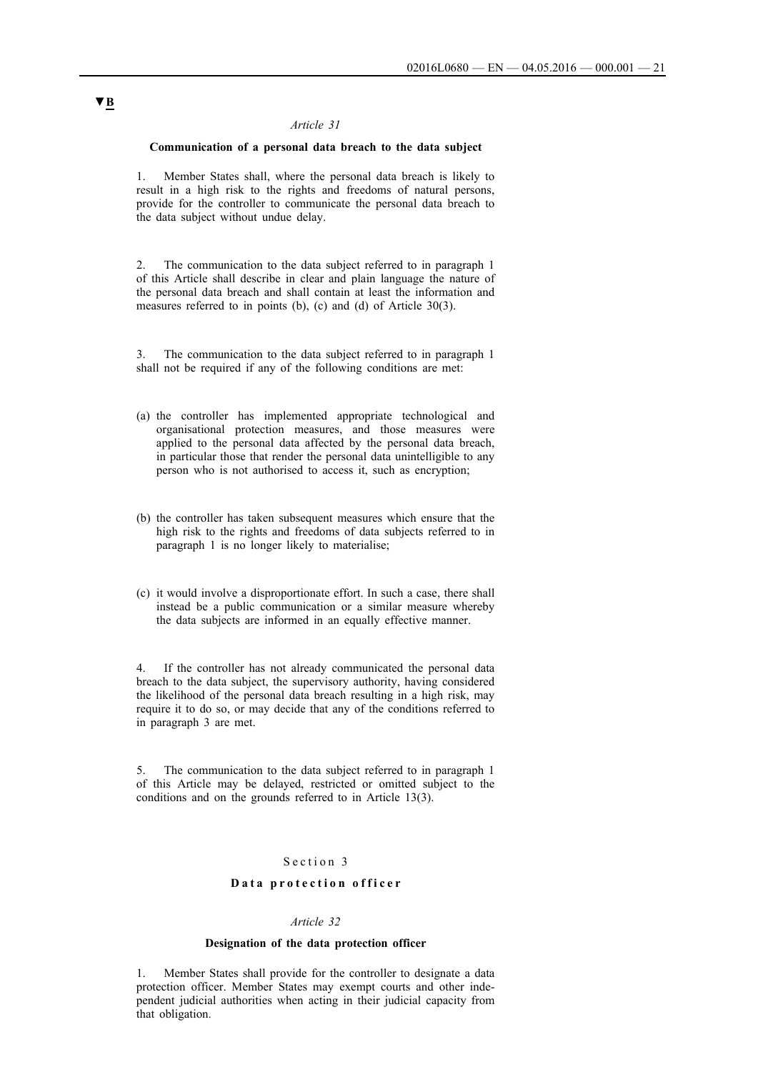▼B

*Article 31*

**Communication of a personal data breach to the data subject**

1. Member States shall, where the personal data breach is likely to result in a high risk to the rights and freedoms of natural persons, provide for the controller to communicate the personal data breach to the data subject without undue delay.

2. The communication to the data subject referred to in paragraph 1 of this Article shall describe in clear and plain language the nature of the personal data breach and shall contain at least the information and measures referred to in points (b), (c) and (d) of Article 30(3).

3. The communication to the data subject referred to in paragraph 1 shall not be required if any of the following conditions are met:

(a) the controller has implemented appropriate technological and organisational protection measures, and those measures were applied to the personal data affected by the personal data breach, in particular those that render the personal data unintelligible to any person who is not authorised to access it, such as encryption;

(b) the controller has taken subsequent measures which ensure that the high risk to the rights and freedoms of data subjects referred to in paragraph 1 is no longer likely to materialise;

(c) it would involve a disproportionate effort. In such a case, there shall instead be a public communication or a similar measure whereby the data subjects are informed in an equally effective manner.

4. If the controller has not already communicated the personal data breach to the data subject, the supervisory authority, having considered the likelihood of the personal data breach resulting in a high risk, may require it to do so, or may decide that any of the conditions referred to in paragraph 3 are met.

5. The communication to the data subject referred to in paragraph 1 of this Article may be delayed, restricted or omitted subject to the conditions and on the grounds referred to in Article 13(3).

Section 3

**Data protection officer**

*Article 32*

**Designation of the data protection officer**

1. Member States shall provide for the controller to designate a data protection officer. Member States may exempt courts and other independent judicial authorities when acting in their judicial capacity from that obligation.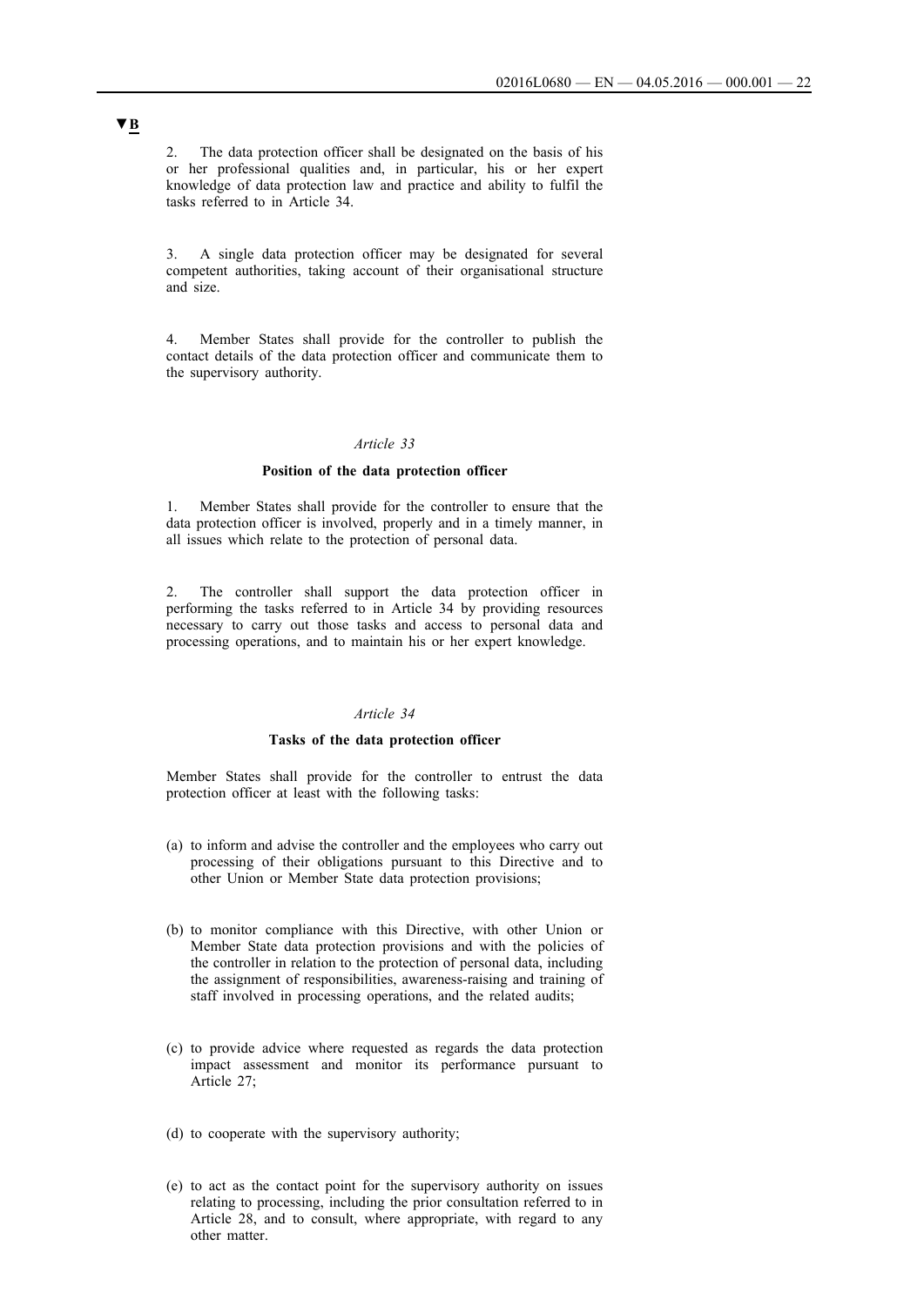▼B

2. The data protection officer shall be designated on the basis of his or her professional qualities and, in particular, his or her expert knowledge of data protection law and practice and ability to fulfil the tasks referred to in Article 34.

3. A single data protection officer may be designated for several competent authorities, taking account of their organisational structure and size.

4. Member States shall provide for the controller to publish the contact details of the data protection officer and communicate them to the supervisory authority.

*Article 33*

**Position of the data protection officer**

1. Member States shall provide for the controller to ensure that the data protection officer is involved, properly and in a timely manner, in all issues which relate to the protection of personal data.

2. The controller shall support the data protection officer in performing the tasks referred to in Article 34 by providing resources necessary to carry out those tasks and access to personal data and processing operations, and to maintain his or her expert knowledge.

*Article 34*

**Tasks of the data protection officer**

Member States shall provide for the controller to entrust the data protection officer at least with the following tasks:

(a) to inform and advise the controller and the employees who carry out processing of their obligations pursuant to this Directive and to other Union or Member State data protection provisions;

(b) to monitor compliance with this Directive, with other Union or Member State data protection provisions and with the policies of the controller in relation to the protection of personal data, including the assignment of responsibilities, awareness-raising and training of staff involved in processing operations, and the related audits;

(c) to provide advice where requested as regards the data protection impact assessment and monitor its performance pursuant to Article 27;

(d) to cooperate with the supervisory authority;

(e) to act as the contact point for the supervisory authority on issues relating to processing, including the prior consultation referred to in Article 28, and to consult, where appropriate, with regard to any other matter.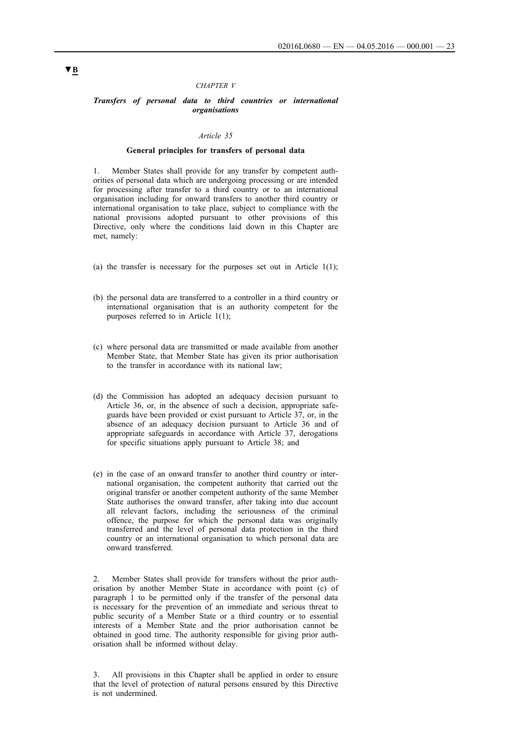▼B

*CHAPTER V*

## *Transfers of personal data to third countries or international organisations*

*Article 35*

### General principles for transfers of personal data

1. Member States shall provide for any transfer by competent authorities of personal data which are undergoing processing or are intended for processing after transfer to a third country or to an international organisation including for onward transfers to another third country or international organisation to take place, subject to compliance with the national provisions adopted pursuant to other provisions of this Directive, only where the conditions laid down in this Chapter are met, namely:

(a) the transfer is necessary for the purposes set out in Article 1(1);

(b) the personal data are transferred to a controller in a third country or international organisation that is an authority competent for the purposes referred to in Article 1(1);

(c) where personal data are transmitted or made available from another Member State, that Member State has given its prior authorisation to the transfer in accordance with its national law;

(d) the Commission has adopted an adequacy decision pursuant to Article 36, or, in the absence of such a decision, appropriate safeguards have been provided or exist pursuant to Article 37, or, in the absence of an adequacy decision pursuant to Article 36 and of appropriate safeguards in accordance with Article 37, derogations for specific situations apply pursuant to Article 38; and

(e) in the case of an onward transfer to another third country or international organisation, the competent authority that carried out the original transfer or another competent authority of the same Member State authorises the onward transfer, after taking into due account all relevant factors, including the seriousness of the criminal offence, the purpose for which the personal data was originally transferred and the level of personal data protection in the third country or an international organisation to which personal data are onward transferred.

2. Member States shall provide for transfers without the prior authorisation by another Member State in accordance with point (c) of paragraph 1 to be permitted only if the transfer of the personal data is necessary for the prevention of an immediate and serious threat to public security of a Member State or a third country or to essential interests of a Member State and the prior authorisation cannot be obtained in good time. The authority responsible for giving prior authorisation shall be informed without delay.

3. All provisions in this Chapter shall be applied in order to ensure that the level of protection of natural persons ensured by this Directive is not undermined.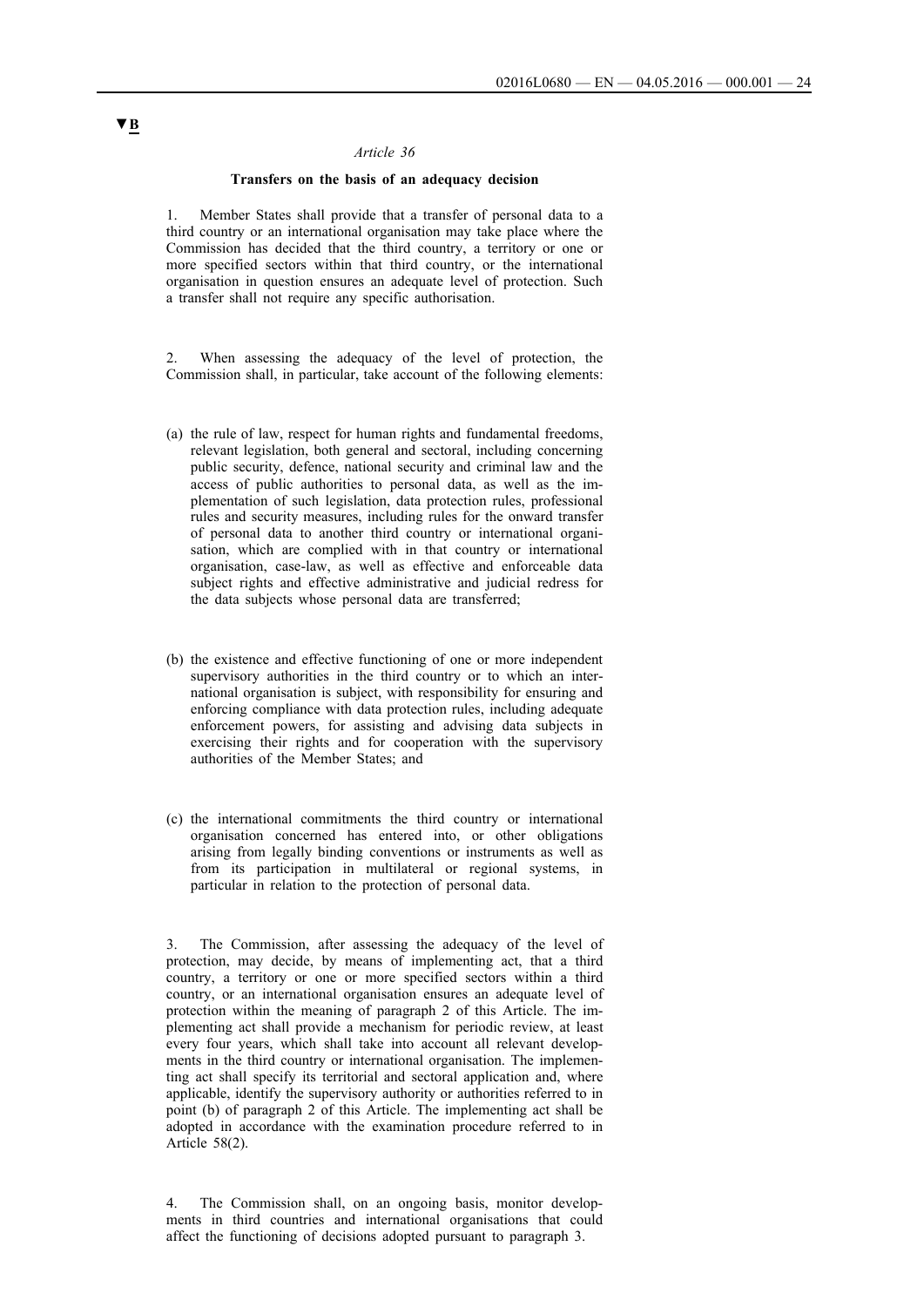▼B

*Article 36*

**Transfers on the basis of an adequacy decision**

1. Member States shall provide that a transfer of personal data to a third country or an international organisation may take place where the Commission has decided that the third country, a territory or one or more specified sectors within that third country, or the international organisation in question ensures an adequate level of protection. Such a transfer shall not require any specific authorisation.

2. When assessing the adequacy of the level of protection, the Commission shall, in particular, take account of the following elements:

(a) the rule of law, respect for human rights and fundamental freedoms, relevant legislation, both general and sectoral, including concerning public security, defence, national security and criminal law and the access of public authorities to personal data, as well as the implementation of such legislation, data protection rules, professional rules and security measures, including rules for the onward transfer of personal data to another third country or international organisation, which are complied with in that country or international organisation, case-law, as well as effective and enforceable data subject rights and effective administrative and judicial redress for the data subjects whose personal data are transferred;

(b) the existence and effective functioning of one or more independent supervisory authorities in the third country or to which an international organisation is subject, with responsibility for ensuring and enforcing compliance with data protection rules, including adequate enforcement powers, for assisting and advising data subjects in exercising their rights and for cooperation with the supervisory authorities of the Member States; and

(c) the international commitments the third country or international organisation concerned has entered into, or other obligations arising from legally binding conventions or instruments as well as from its participation in multilateral or regional systems, in particular in relation to the protection of personal data.

3. The Commission, after assessing the adequacy of the level of protection, may decide, by means of implementing act, that a third country, a territory or one or more specified sectors within a third country, or an international organisation ensures an adequate level of protection within the meaning of paragraph 2 of this Article. The implementing act shall provide a mechanism for periodic review, at least every four years, which shall take into account all relevant developments in the third country or international organisation. The implementing act shall specify its territorial and sectoral application and, where applicable, identify the supervisory authority or authorities referred to in point (b) of paragraph 2 of this Article. The implementing act shall be adopted in accordance with the examination procedure referred to in Article 58(2).

4. The Commission shall, on an ongoing basis, monitor developments in third countries and international organisations that could affect the functioning of decisions adopted pursuant to paragraph 3.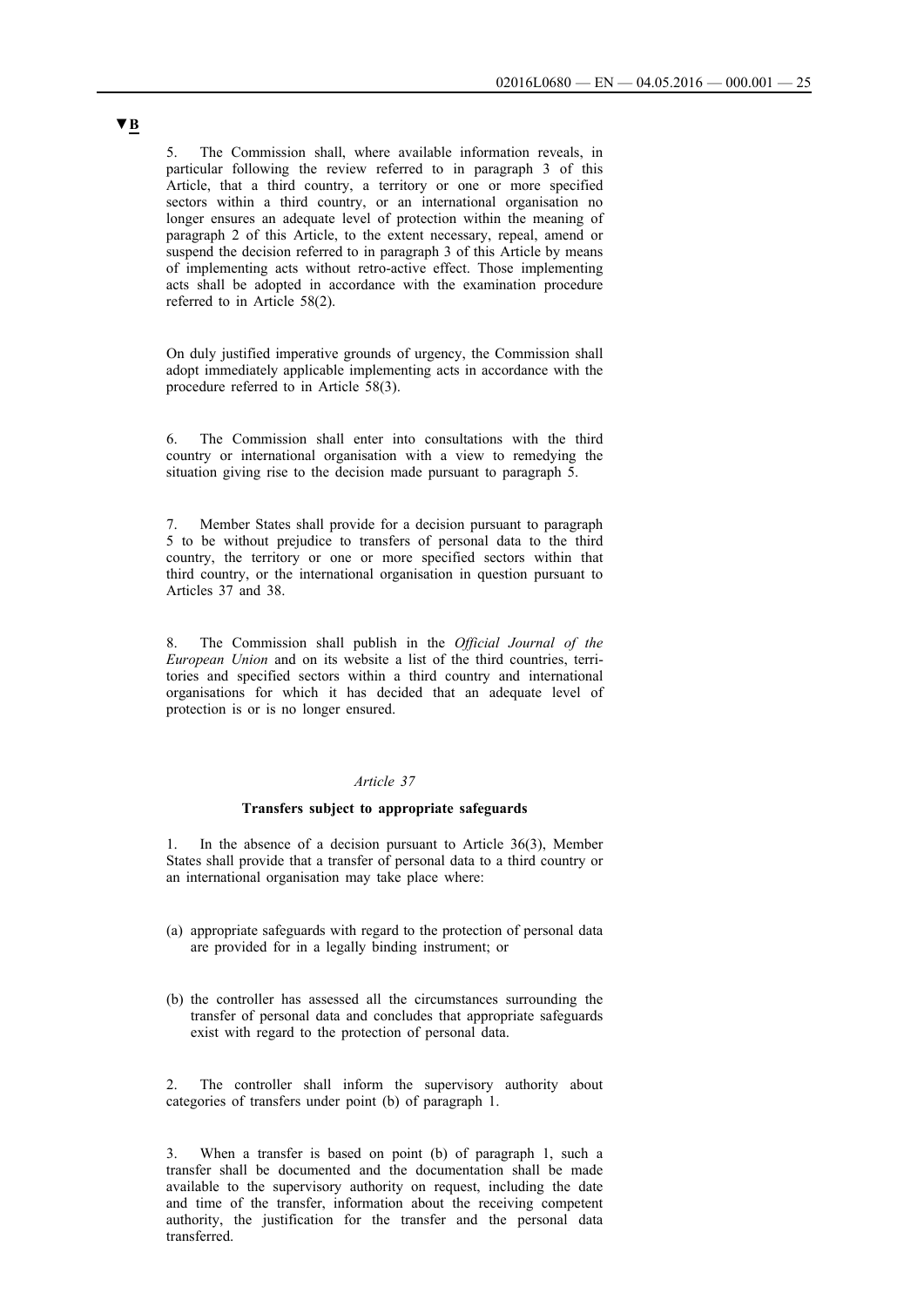▼B

5. The Commission shall, where available information reveals, in particular following the review referred to in paragraph 3 of this Article, that a third country, a territory or one or more specified sectors within a third country, or an international organisation no longer ensures an adequate level of protection within the meaning of paragraph 2 of this Article, to the extent necessary, repeal, amend or suspend the decision referred to in paragraph 3 of this Article by means of implementing acts without retro-active effect. Those implementing acts shall be adopted in accordance with the examination procedure referred to in Article 58(2).

On duly justified imperative grounds of urgency, the Commission shall adopt immediately applicable implementing acts in accordance with the procedure referred to in Article 58(3).

6. The Commission shall enter into consultations with the third country or international organisation with a view to remedying the situation giving rise to the decision made pursuant to paragraph 5.

7. Member States shall provide for a decision pursuant to paragraph 5 to be without prejudice to transfers of personal data to the third country, the territory or one or more specified sectors within that third country, or the international organisation in question pursuant to Articles 37 and 38.

8. The Commission shall publish in the *Official Journal of the European Union* and on its website a list of the third countries, territories and specified sectors within a third country and international organisations for which it has decided that an adequate level of protection is or is no longer ensured.

*Article 37*

**Transfers subject to appropriate safeguards**

1. In the absence of a decision pursuant to Article 36(3), Member States shall provide that a transfer of personal data to a third country or an international organisation may take place where:

(a) appropriate safeguards with regard to the protection of personal data are provided for in a legally binding instrument; or

(b) the controller has assessed all the circumstances surrounding the transfer of personal data and concludes that appropriate safeguards exist with regard to the protection of personal data.

2. The controller shall inform the supervisory authority about categories of transfers under point (b) of paragraph 1.

3. When a transfer is based on point (b) of paragraph 1, such a transfer shall be documented and the documentation shall be made available to the supervisory authority on request, including the date and time of the transfer, information about the receiving competent authority, the justification for the transfer and the personal data transferred.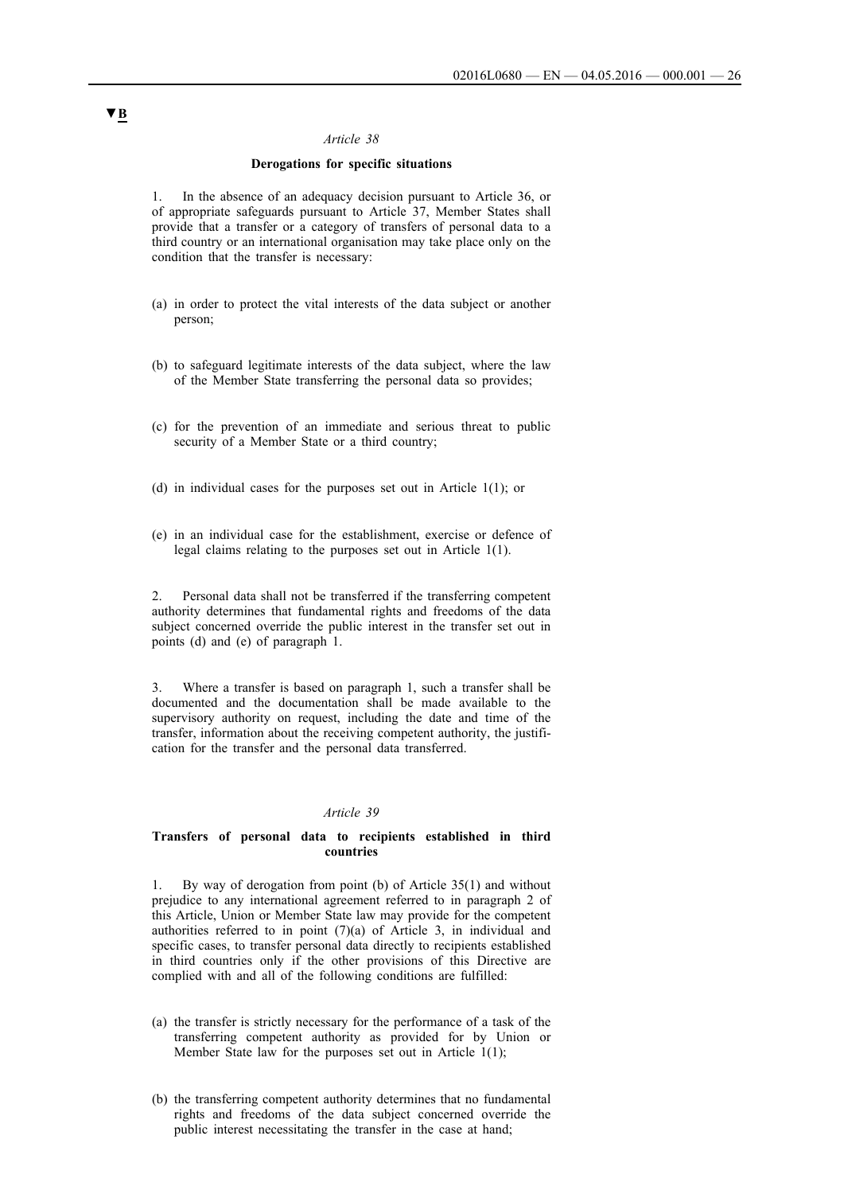▼B

*Article 38*

**Derogations for specific situations**

1. In the absence of an adequacy decision pursuant to Article 36, or of appropriate safeguards pursuant to Article 37, Member States shall provide that a transfer or a category of transfers of personal data to a third country or an international organisation may take place only on the condition that the transfer is necessary:

(a) in order to protect the vital interests of the data subject or another person;

(b) to safeguard legitimate interests of the data subject, where the law of the Member State transferring the personal data so provides;

(c) for the prevention of an immediate and serious threat to public security of a Member State or a third country;

(d) in individual cases for the purposes set out in Article 1(1); or

(e) in an individual case for the establishment, exercise or defence of legal claims relating to the purposes set out in Article 1(1).

2. Personal data shall not be transferred if the transferring competent authority determines that fundamental rights and freedoms of the data subject concerned override the public interest in the transfer set out in points (d) and (e) of paragraph 1.

3. Where a transfer is based on paragraph 1, such a transfer shall be documented and the documentation shall be made available to the supervisory authority on request, including the date and time of the transfer, information about the receiving competent authority, the justification for the transfer and the personal data transferred.

*Article 39*

**Transfers of personal data to recipients established in third countries**

1. By way of derogation from point (b) of Article 35(1) and without prejudice to any international agreement referred to in paragraph 2 of this Article, Union or Member State law may provide for the competent authorities referred to in point (7)(a) of Article 3, in individual and specific cases, to transfer personal data directly to recipients established in third countries only if the other provisions of this Directive are complied with and all of the following conditions are fulfilled:

(a) the transfer is strictly necessary for the performance of a task of the transferring competent authority as provided for by Union or Member State law for the purposes set out in Article 1(1);

(b) the transferring competent authority determines that no fundamental rights and freedoms of the data subject concerned override the public interest necessitating the transfer in the case at hand;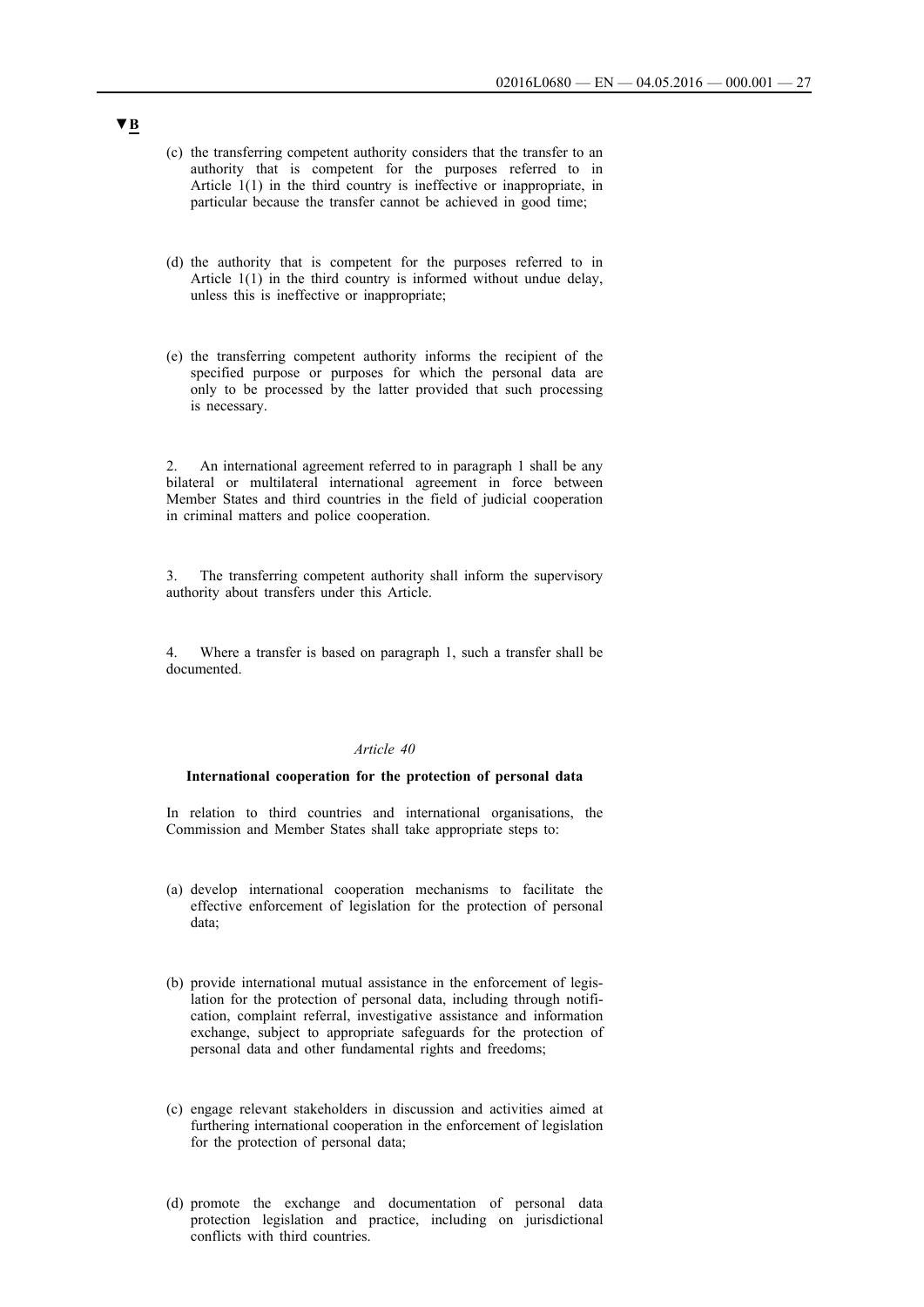▼B

(c) the transferring competent authority considers that the transfer to an authority that is competent for the purposes referred to in Article 1(1) in the third country is ineffective or inappropriate, in particular because the transfer cannot be achieved in good time;

(d) the authority that is competent for the purposes referred to in Article 1(1) in the third country is informed without undue delay, unless this is ineffective or inappropriate;

(e) the transferring competent authority informs the recipient of the specified purpose or purposes for which the personal data are only to be processed by the latter provided that such processing is necessary.

2. An international agreement referred to in paragraph 1 shall be any bilateral or multilateral international agreement in force between Member States and third countries in the field of judicial cooperation in criminal matters and police cooperation.

3. The transferring competent authority shall inform the supervisory authority about transfers under this Article.

4. Where a transfer is based on paragraph 1, such a transfer shall be documented.

*Article 40*

**International cooperation for the protection of personal data**

In relation to third countries and international organisations, the Commission and Member States shall take appropriate steps to:

(a) develop international cooperation mechanisms to facilitate the effective enforcement of legislation for the protection of personal data;

(b) provide international mutual assistance in the enforcement of legislation for the protection of personal data, including through notification, complaint referral, investigative assistance and information exchange, subject to appropriate safeguards for the protection of personal data and other fundamental rights and freedoms;

(c) engage relevant stakeholders in discussion and activities aimed at furthering international cooperation in the enforcement of legislation for the protection of personal data;

(d) promote the exchange and documentation of personal data protection legislation and practice, including on jurisdictional conflicts with third countries.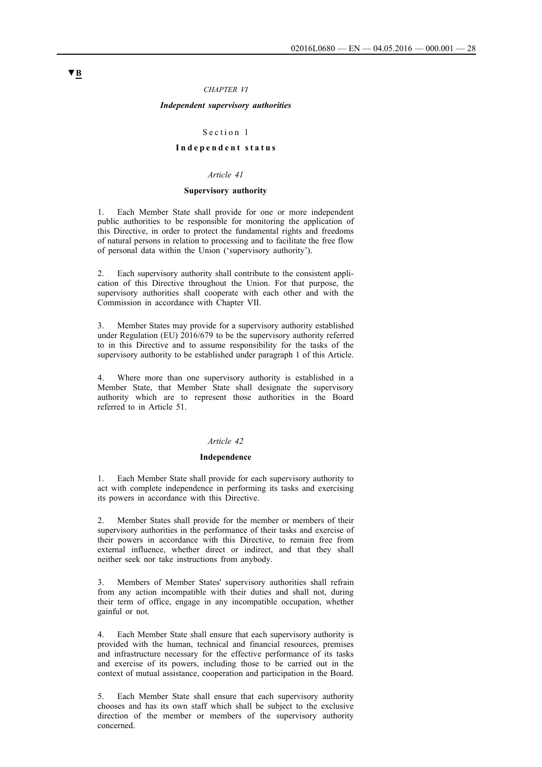▼B

*CHAPTER VI*

***Independent supervisory authorities***

Section 1

**Independent status**

*Article 41*

**Supervisory authority**

1. Each Member State shall provide for one or more independent public authorities to be responsible for monitoring the application of this Directive, in order to protect the fundamental rights and freedoms of natural persons in relation to processing and to facilitate the free flow of personal data within the Union ('supervisory authority').

2. Each supervisory authority shall contribute to the consistent application of this Directive throughout the Union. For that purpose, the supervisory authorities shall cooperate with each other and with the Commission in accordance with Chapter VII.

3. Member States may provide for a supervisory authority established under Regulation (EU) 2016/679 to be the supervisory authority referred to in this Directive and to assume responsibility for the tasks of the supervisory authority to be established under paragraph 1 of this Article.

4. Where more than one supervisory authority is established in a Member State, that Member State shall designate the supervisory authority which are to represent those authorities in the Board referred to in Article 51.

*Article 42*

**Independence**

1. Each Member State shall provide for each supervisory authority to act with complete independence in performing its tasks and exercising its powers in accordance with this Directive.

2. Member States shall provide for the member or members of their supervisory authorities in the performance of their tasks and exercise of their powers in accordance with this Directive, to remain free from external influence, whether direct or indirect, and that they shall neither seek nor take instructions from anybody.

3. Members of Member States' supervisory authorities shall refrain from any action incompatible with their duties and shall not, during their term of office, engage in any incompatible occupation, whether gainful or not.

4. Each Member State shall ensure that each supervisory authority is provided with the human, technical and financial resources, premises and infrastructure necessary for the effective performance of its tasks and exercise of its powers, including those to be carried out in the context of mutual assistance, cooperation and participation in the Board.

5. Each Member State shall ensure that each supervisory authority chooses and has its own staff which shall be subject to the exclusive direction of the member or members of the supervisory authority concerned.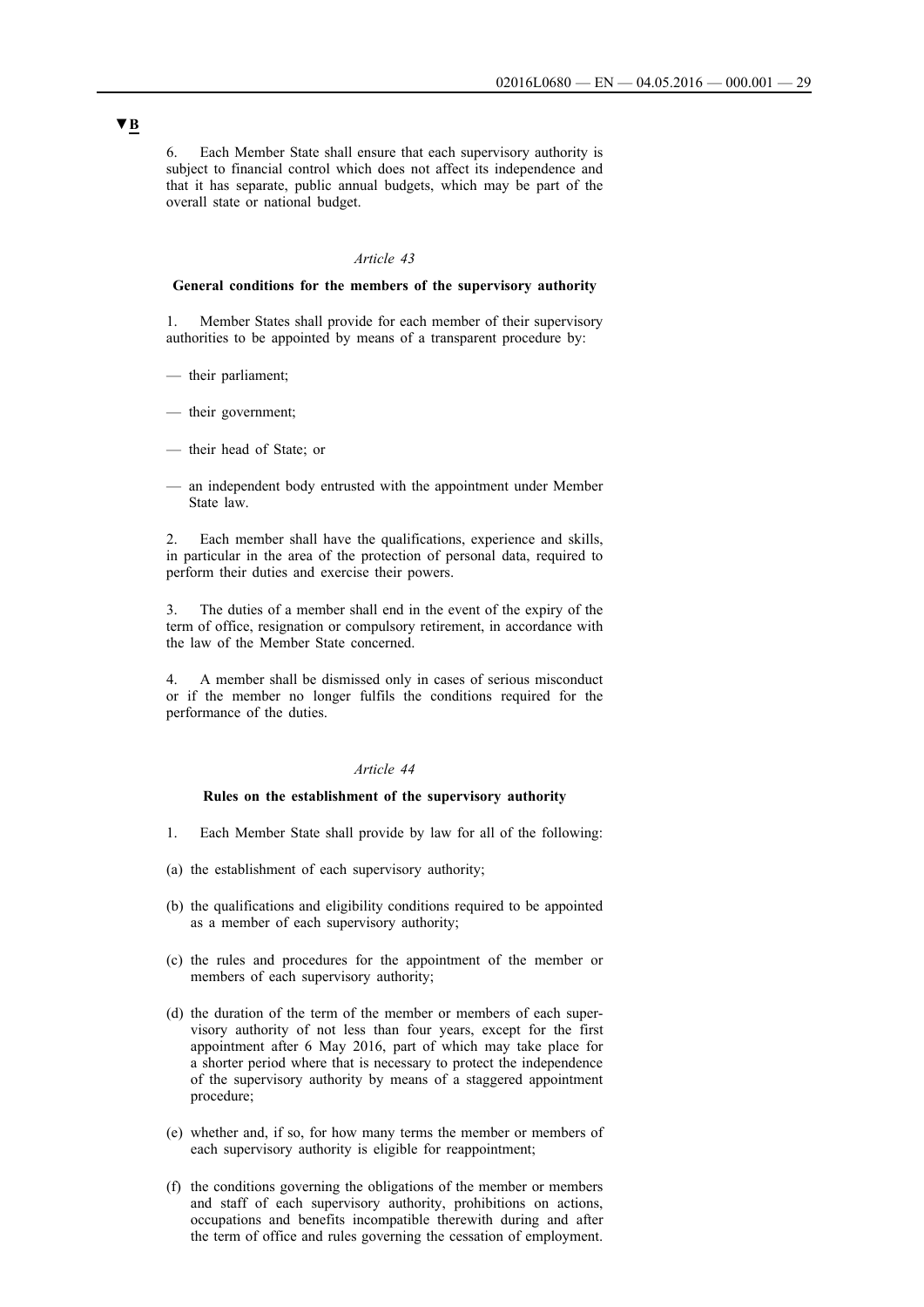▼B

6. Each Member State shall ensure that each supervisory authority is subject to financial control which does not affect its independence and that it has separate, public annual budgets, which may be part of the overall state or national budget.

*Article 43*

**General conditions for the members of the supervisory authority**

1. Member States shall provide for each member of their supervisory authorities to be appointed by means of a transparent procedure by:

— their parliament;

— their government;

— their head of State; or

— an independent body entrusted with the appointment under Member State law.

2. Each member shall have the qualifications, experience and skills, in particular in the area of the protection of personal data, required to perform their duties and exercise their powers.

3. The duties of a member shall end in the event of the expiry of the term of office, resignation or compulsory retirement, in accordance with the law of the Member State concerned.

4. A member shall be dismissed only in cases of serious misconduct or if the member no longer fulfils the conditions required for the performance of the duties.

*Article 44*

**Rules on the establishment of the supervisory authority**

1. Each Member State shall provide by law for all of the following:

(a) the establishment of each supervisory authority;

(b) the qualifications and eligibility conditions required to be appointed as a member of each supervisory authority;

(c) the rules and procedures for the appointment of the member or members of each supervisory authority;

(d) the duration of the term of the member or members of each supervisory authority of not less than four years, except for the first appointment after 6 May 2016, part of which may take place for a shorter period where that is necessary to protect the independence of the supervisory authority by means of a staggered appointment procedure;

(e) whether and, if so, for how many terms the member or members of each supervisory authority is eligible for reappointment;

(f) the conditions governing the obligations of the member or members and staff of each supervisory authority, prohibitions on actions, occupations and benefits incompatible therewith during and after the term of office and rules governing the cessation of employment.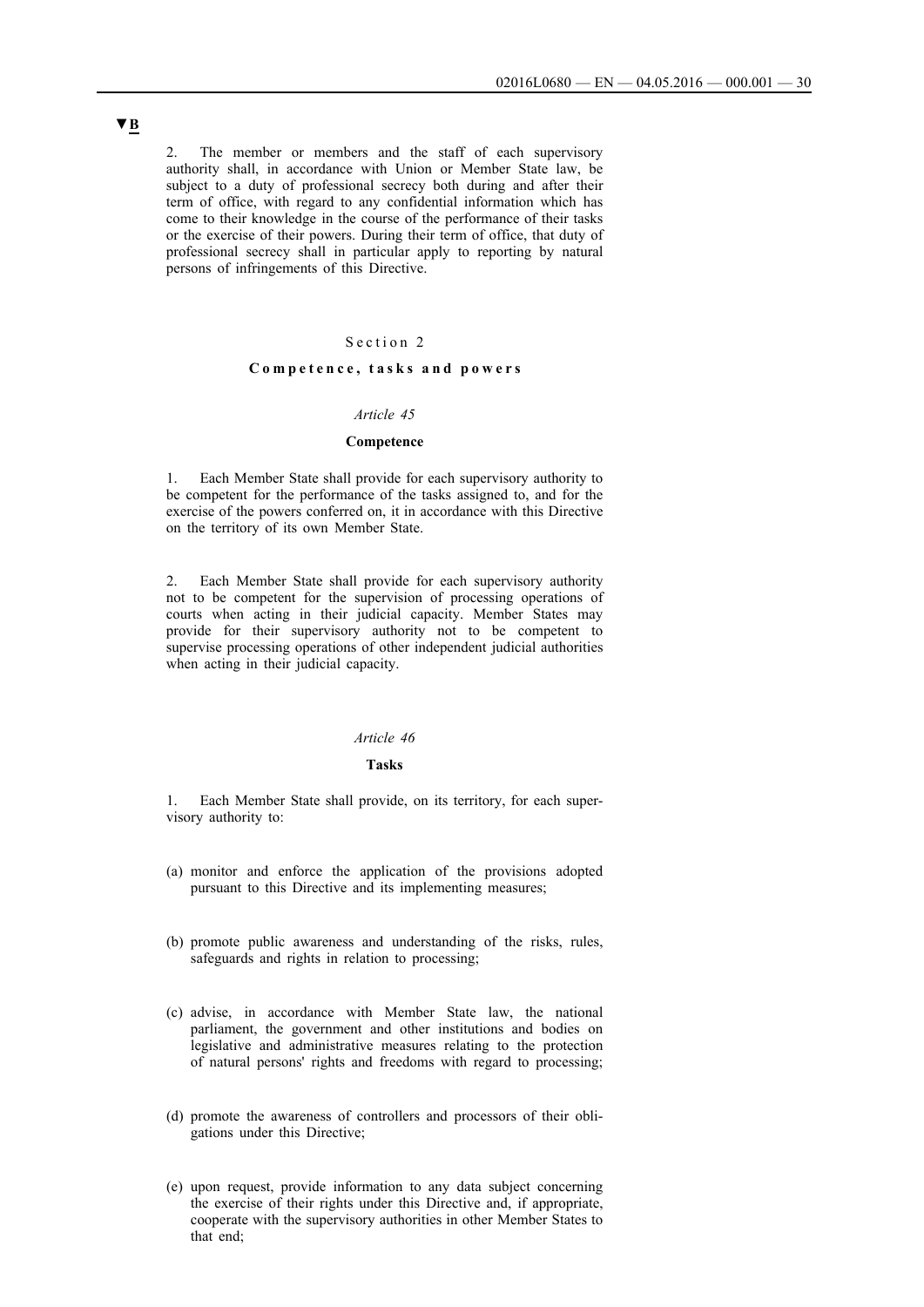▼B

2. The member or members and the staff of each supervisory authority shall, in accordance with Union or Member State law, be subject to a duty of professional secrecy both during and after their term of office, with regard to any confidential information which has come to their knowledge in the course of the performance of their tasks or the exercise of their powers. During their term of office, that duty of professional secrecy shall in particular apply to reporting by natural persons of infringements of this Directive.

## Section 2

## **Competence, tasks and powers**

### *Article 45*

### **Competence**

1. Each Member State shall provide for each supervisory authority to be competent for the performance of the tasks assigned to, and for the exercise of the powers conferred on, it in accordance with this Directive on the territory of its own Member State.

2. Each Member State shall provide for each supervisory authority not to be competent for the supervision of processing operations of courts when acting in their judicial capacity. Member States may provide for their supervisory authority not to be competent to supervise processing operations of other independent judicial authorities when acting in their judicial capacity.

### *Article 46*

### **Tasks**

1. Each Member State shall provide, on its territory, for each supervisory authority to:

(a) monitor and enforce the application of the provisions adopted pursuant to this Directive and its implementing measures;

(b) promote public awareness and understanding of the risks, rules, safeguards and rights in relation to processing;

(c) advise, in accordance with Member State law, the national parliament, the government and other institutions and bodies on legislative and administrative measures relating to the protection of natural persons' rights and freedoms with regard to processing;

(d) promote the awareness of controllers and processors of their obligations under this Directive;

(e) upon request, provide information to any data subject concerning the exercise of their rights under this Directive and, if appropriate, cooperate with the supervisory authorities in other Member States to that end;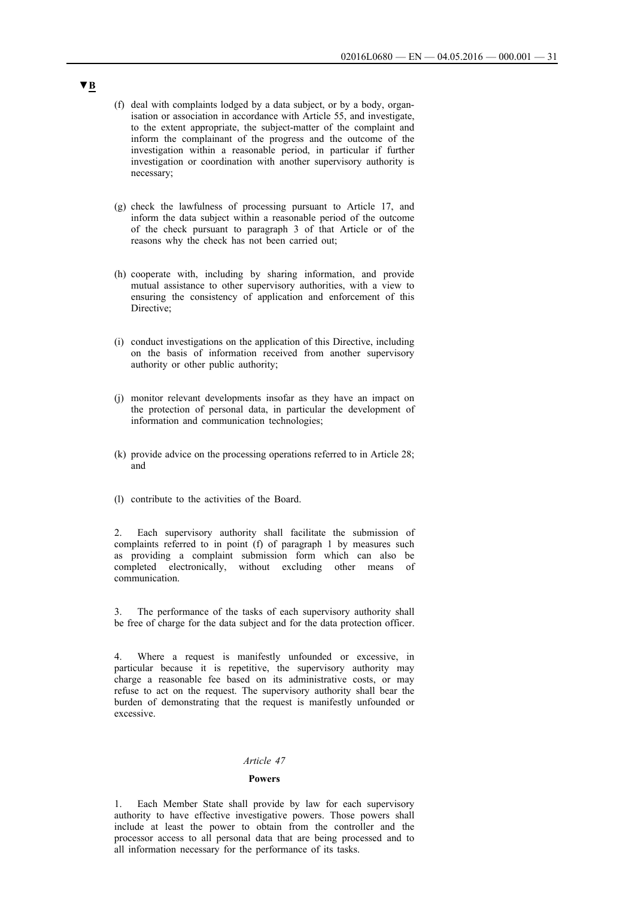▼B

(f) deal with complaints lodged by a data subject, or by a body, organisation or association in accordance with Article 55, and investigate, to the extent appropriate, the subject-matter of the complaint and inform the complainant of the progress and the outcome of the investigation within a reasonable period, in particular if further investigation or coordination with another supervisory authority is necessary;

(g) check the lawfulness of processing pursuant to Article 17, and inform the data subject within a reasonable period of the outcome of the check pursuant to paragraph 3 of that Article or of the reasons why the check has not been carried out;

(h) cooperate with, including by sharing information, and provide mutual assistance to other supervisory authorities, with a view to ensuring the consistency of application and enforcement of this Directive;

(i) conduct investigations on the application of this Directive, including on the basis of information received from another supervisory authority or other public authority;

(j) monitor relevant developments insofar as they have an impact on the protection of personal data, in particular the development of information and communication technologies;

(k) provide advice on the processing operations referred to in Article 28; and

(l) contribute to the activities of the Board.

2. Each supervisory authority shall facilitate the submission of complaints referred to in point (f) of paragraph 1 by measures such as providing a complaint submission form which can also be completed electronically, without excluding other means of communication.

3. The performance of the tasks of each supervisory authority shall be free of charge for the data subject and for the data protection officer.

4. Where a request is manifestly unfounded or excessive, in particular because it is repetitive, the supervisory authority may charge a reasonable fee based on its administrative costs, or may refuse to act on the request. The supervisory authority shall bear the burden of demonstrating that the request is manifestly unfounded or excessive.

*Article 47*

**Powers**

1. Each Member State shall provide by law for each supervisory authority to have effective investigative powers. Those powers shall include at least the power to obtain from the controller and the processor access to all personal data that are being processed and to all information necessary for the performance of its tasks.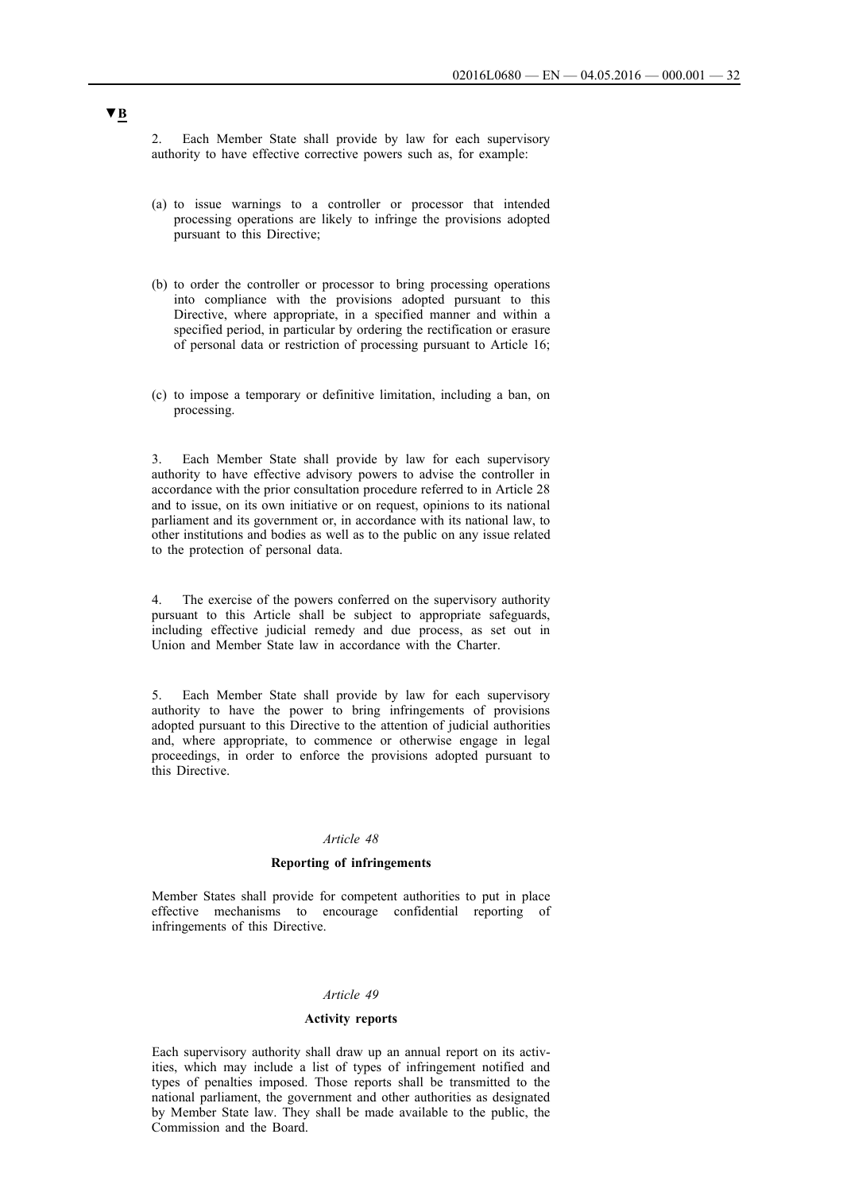**▼B**

2. Each Member State shall provide by law for each supervisory authority to have effective corrective powers such as, for example:

(a) to issue warnings to a controller or processor that intended processing operations are likely to infringe the provisions adopted pursuant to this Directive;

(b) to order the controller or processor to bring processing operations into compliance with the provisions adopted pursuant to this Directive, where appropriate, in a specified manner and within a specified period, in particular by ordering the rectification or erasure of personal data or restriction of processing pursuant to Article 16;

(c) to impose a temporary or definitive limitation, including a ban, on processing.

3. Each Member State shall provide by law for each supervisory authority to have effective advisory powers to advise the controller in accordance with the prior consultation procedure referred to in Article 28 and to issue, on its own initiative or on request, opinions to its national parliament and its government or, in accordance with its national law, to other institutions and bodies as well as to the public on any issue related to the protection of personal data.

4. The exercise of the powers conferred on the supervisory authority pursuant to this Article shall be subject to appropriate safeguards, including effective judicial remedy and due process, as set out in Union and Member State law in accordance with the Charter.

5. Each Member State shall provide by law for each supervisory authority to have the power to bring infringements of provisions adopted pursuant to this Directive to the attention of judicial authorities and, where appropriate, to commence or otherwise engage in legal proceedings, in order to enforce the provisions adopted pursuant to this Directive.

*Article 48*

**Reporting of infringements**

Member States shall provide for competent authorities to put in place effective mechanisms to encourage confidential reporting of infringements of this Directive.

*Article 49*

**Activity reports**

Each supervisory authority shall draw up an annual report on its activities, which may include a list of types of infringement notified and types of penalties imposed. Those reports shall be transmitted to the national parliament, the government and other authorities as designated by Member State law. They shall be made available to the public, the Commission and the Board.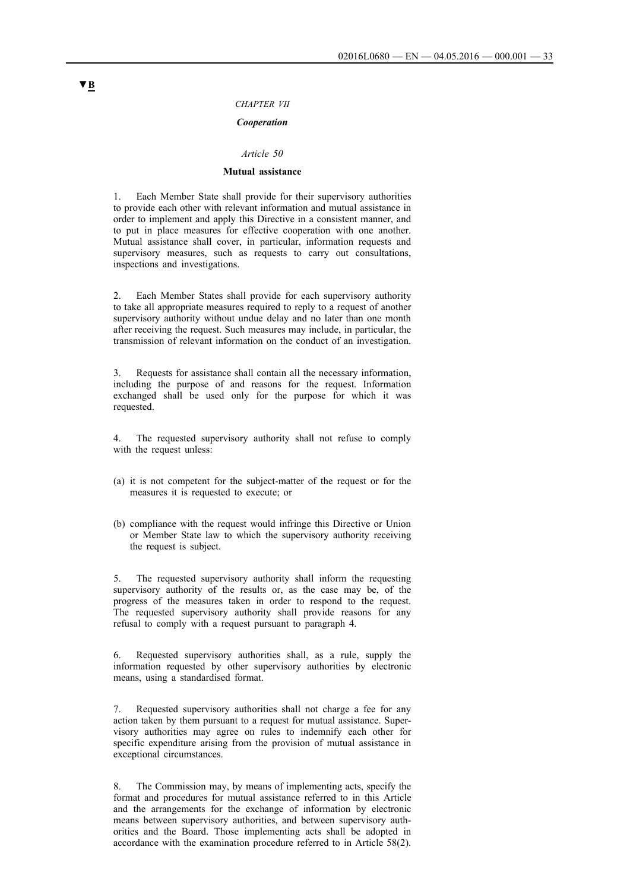▼B

*CHAPTER VII*

## *Cooperation*

*Article 50*

### Mutual assistance

1. Each Member State shall provide for their supervisory authorities to provide each other with relevant information and mutual assistance in order to implement and apply this Directive in a consistent manner, and to put in place measures for effective cooperation with one another. Mutual assistance shall cover, in particular, information requests and supervisory measures, such as requests to carry out consultations, inspections and investigations.

2. Each Member States shall provide for each supervisory authority to take all appropriate measures required to reply to a request of another supervisory authority without undue delay and no later than one month after receiving the request. Such measures may include, in particular, the transmission of relevant information on the conduct of an investigation.

3. Requests for assistance shall contain all the necessary information, including the purpose of and reasons for the request. Information exchanged shall be used only for the purpose for which it was requested.

4. The requested supervisory authority shall not refuse to comply with the request unless:

(a) it is not competent for the subject-matter of the request or for the measures it is requested to execute; or

(b) compliance with the request would infringe this Directive or Union or Member State law to which the supervisory authority receiving the request is subject.

5. The requested supervisory authority shall inform the requesting supervisory authority of the results or, as the case may be, of the progress of the measures taken in order to respond to the request. The requested supervisory authority shall provide reasons for any refusal to comply with a request pursuant to paragraph 4.

6. Requested supervisory authorities shall, as a rule, supply the information requested by other supervisory authorities by electronic means, using a standardised format.

7. Requested supervisory authorities shall not charge a fee for any action taken by them pursuant to a request for mutual assistance. Supervisory authorities may agree on rules to indemnify each other for specific expenditure arising from the provision of mutual assistance in exceptional circumstances.

8. The Commission may, by means of implementing acts, specify the format and procedures for mutual assistance referred to in this Article and the arrangements for the exchange of information by electronic means between supervisory authorities, and between supervisory authorities and the Board. Those implementing acts shall be adopted in accordance with the examination procedure referred to in Article 58(2).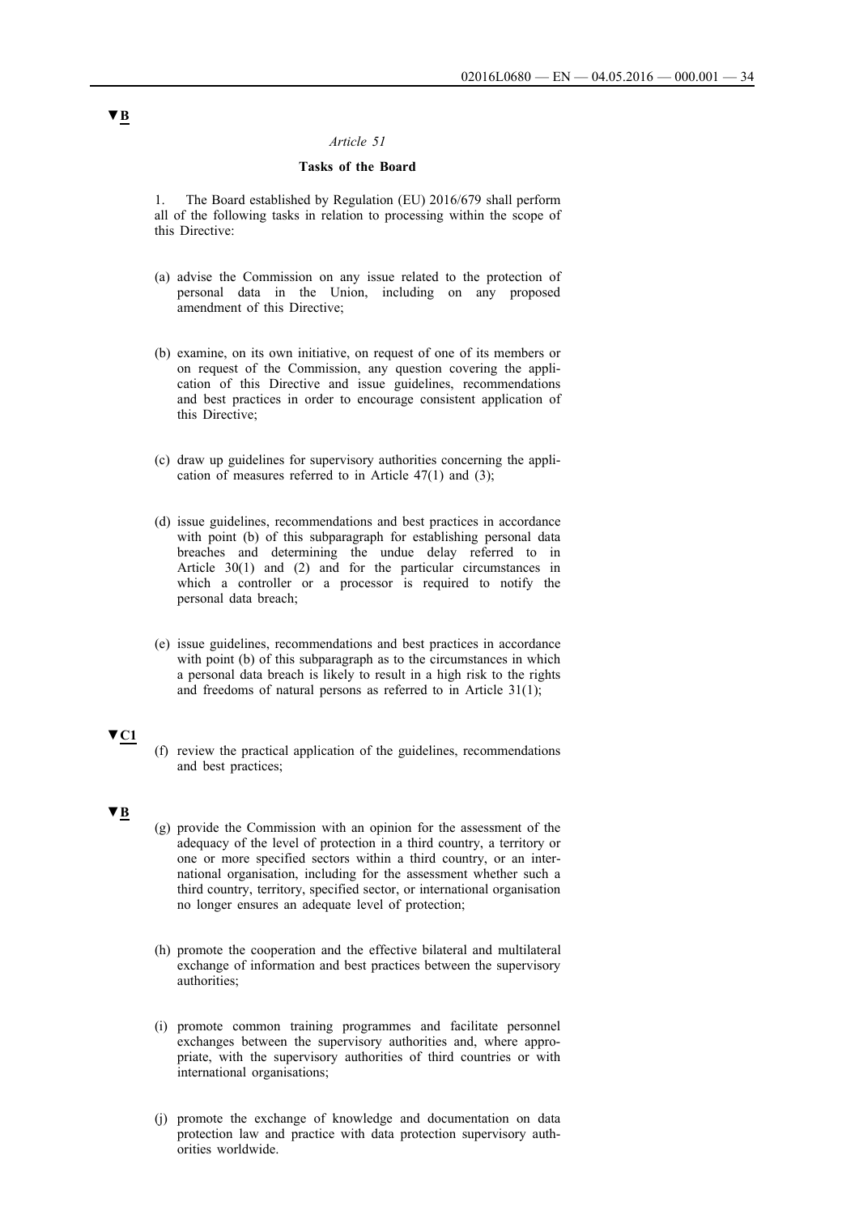▼B

*Article 51*

**Tasks of the Board**

1. The Board established by Regulation (EU) 2016/679 shall perform all of the following tasks in relation to processing within the scope of this Directive:

(a) advise the Commission on any issue related to the protection of personal data in the Union, including on any proposed amendment of this Directive;

(b) examine, on its own initiative, on request of one of its members or on request of the Commission, any question covering the application of this Directive and issue guidelines, recommendations and best practices in order to encourage consistent application of this Directive;

(c) draw up guidelines for supervisory authorities concerning the application of measures referred to in Article 47(1) and (3);

(d) issue guidelines, recommendations and best practices in accordance with point (b) of this subparagraph for establishing personal data breaches and determining the undue delay referred to in Article 30(1) and (2) and for the particular circumstances in which a controller or a processor is required to notify the personal data breach;

(e) issue guidelines, recommendations and best practices in accordance with point (b) of this subparagraph as to the circumstances in which a personal data breach is likely to result in a high risk to the rights and freedoms of natural persons as referred to in Article 31(1);

▼C1

(f) review the practical application of the guidelines, recommendations and best practices;

▼B

(g) provide the Commission with an opinion for the assessment of the adequacy of the level of protection in a third country, a territory or one or more specified sectors within a third country, or an international organisation, including for the assessment whether such a third country, territory, specified sector, or international organisation no longer ensures an adequate level of protection;

(h) promote the cooperation and the effective bilateral and multilateral exchange of information and best practices between the supervisory authorities;

(i) promote common training programmes and facilitate personnel exchanges between the supervisory authorities and, where appropriate, with the supervisory authorities of third countries or with international organisations;

(j) promote the exchange of knowledge and documentation on data protection law and practice with data protection supervisory authorities worldwide.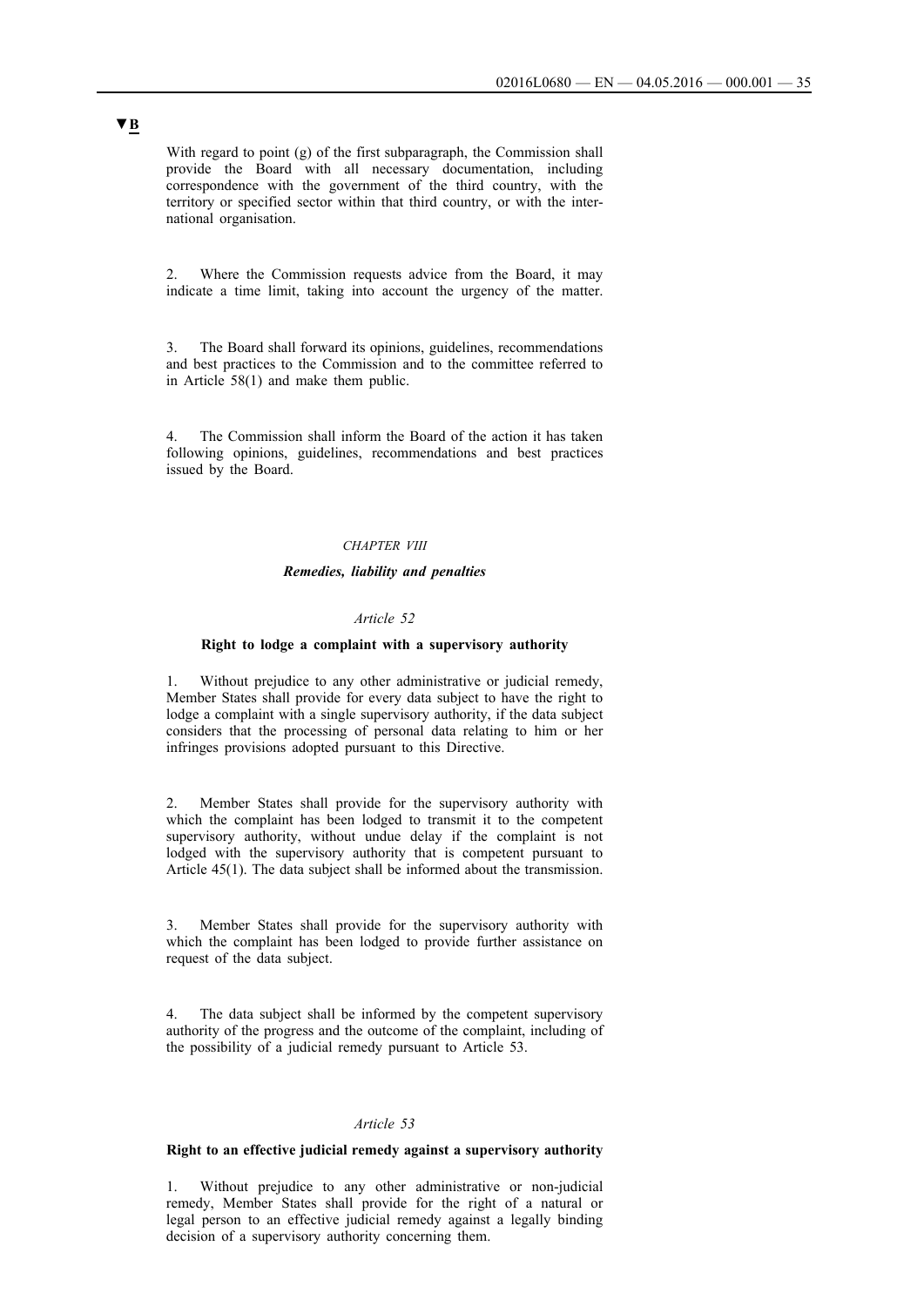▼B

With regard to point (g) of the first subparagraph, the Commission shall provide the Board with all necessary documentation, including correspondence with the government of the third country, with the territory or specified sector within that third country, or with the international organisation.

2. Where the Commission requests advice from the Board, it may indicate a time limit, taking into account the urgency of the matter.

3. The Board shall forward its opinions, guidelines, recommendations and best practices to the Commission and to the committee referred to in Article 58(1) and make them public.

4. The Commission shall inform the Board of the action it has taken following opinions, guidelines, recommendations and best practices issued by the Board.

## *CHAPTER VIII*

## ***Remedies, liability and penalties***

### *Article 52*

### **Right to lodge a complaint with a supervisory authority**

1. Without prejudice to any other administrative or judicial remedy, Member States shall provide for every data subject to have the right to lodge a complaint with a single supervisory authority, if the data subject considers that the processing of personal data relating to him or her infringes provisions adopted pursuant to this Directive.

2. Member States shall provide for the supervisory authority with which the complaint has been lodged to transmit it to the competent supervisory authority, without undue delay if the complaint is not lodged with the supervisory authority that is competent pursuant to Article 45(1). The data subject shall be informed about the transmission.

3. Member States shall provide for the supervisory authority with which the complaint has been lodged to provide further assistance on request of the data subject.

4. The data subject shall be informed by the competent supervisory authority of the progress and the outcome of the complaint, including of the possibility of a judicial remedy pursuant to Article 53.

### *Article 53*

### **Right to an effective judicial remedy against a supervisory authority**

1. Without prejudice to any other administrative or non-judicial remedy, Member States shall provide for the right of a natural or legal person to an effective judicial remedy against a legally binding decision of a supervisory authority concerning them.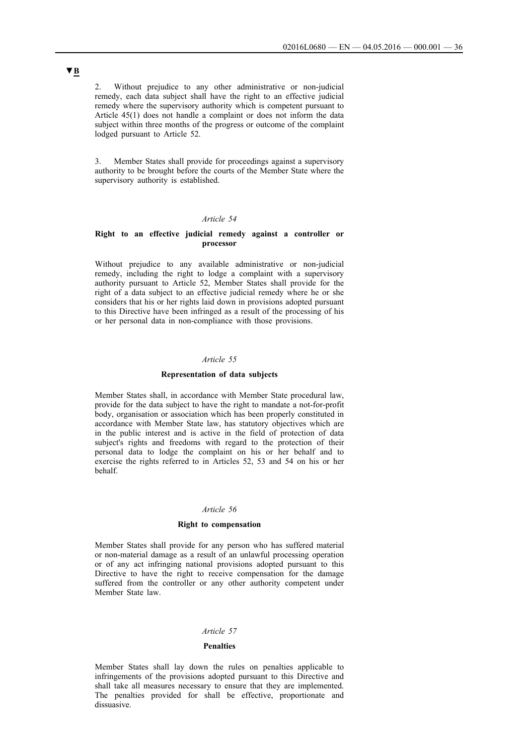▼B

2. Without prejudice to any other administrative or non-judicial remedy, each data subject shall have the right to an effective judicial remedy where the supervisory authority which is competent pursuant to Article 45(1) does not handle a complaint or does not inform the data subject within three months of the progress or outcome of the complaint lodged pursuant to Article 52.

3. Member States shall provide for proceedings against a supervisory authority to be brought before the courts of the Member State where the supervisory authority is established.

*Article 54*

**Right to an effective judicial remedy against a controller or processor**

Without prejudice to any available administrative or non-judicial remedy, including the right to lodge a complaint with a supervisory authority pursuant to Article 52, Member States shall provide for the right of a data subject to an effective judicial remedy where he or she considers that his or her rights laid down in provisions adopted pursuant to this Directive have been infringed as a result of the processing of his or her personal data in non-compliance with those provisions.

*Article 55*

**Representation of data subjects**

Member States shall, in accordance with Member State procedural law, provide for the data subject to have the right to mandate a not-for-profit body, organisation or association which has been properly constituted in accordance with Member State law, has statutory objectives which are in the public interest and is active in the field of protection of data subject's rights and freedoms with regard to the protection of their personal data to lodge the complaint on his or her behalf and to exercise the rights referred to in Articles 52, 53 and 54 on his or her behalf.

*Article 56*

**Right to compensation**

Member States shall provide for any person who has suffered material or non-material damage as a result of an unlawful processing operation or of any act infringing national provisions adopted pursuant to this Directive to have the right to receive compensation for the damage suffered from the controller or any other authority competent under Member State law.

*Article 57*

**Penalties**

Member States shall lay down the rules on penalties applicable to infringements of the provisions adopted pursuant to this Directive and shall take all measures necessary to ensure that they are implemented. The penalties provided for shall be effective, proportionate and dissuasive.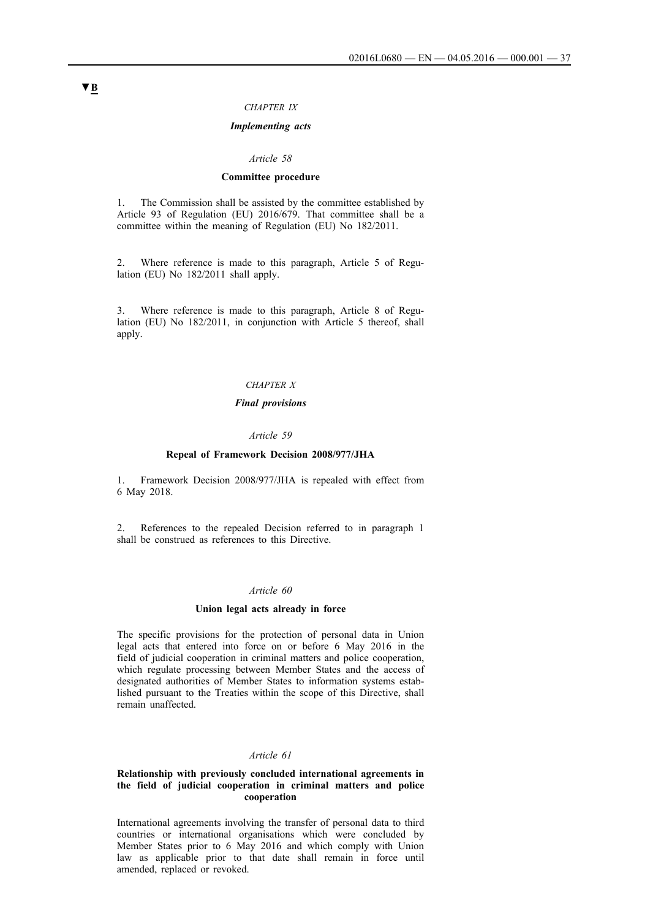▼B

*CHAPTER IX*

***Implementing acts***

*Article 58*

**Committee procedure**

1. The Commission shall be assisted by the committee established by Article 93 of Regulation (EU) 2016/679. That committee shall be a committee within the meaning of Regulation (EU) No 182/2011.

2. Where reference is made to this paragraph, Article 5 of Regulation (EU) No 182/2011 shall apply.

3. Where reference is made to this paragraph, Article 8 of Regulation (EU) No 182/2011, in conjunction with Article 5 thereof, shall apply.

*CHAPTER X*

***Final provisions***

*Article 59*

**Repeal of Framework Decision 2008/977/JHA**

1. Framework Decision 2008/977/JHA is repealed with effect from 6 May 2018.

2. References to the repealed Decision referred to in paragraph 1 shall be construed as references to this Directive.

*Article 60*

**Union legal acts already in force**

The specific provisions for the protection of personal data in Union legal acts that entered into force on or before 6 May 2016 in the field of judicial cooperation in criminal matters and police cooperation, which regulate processing between Member States and the access of designated authorities of Member States to information systems established pursuant to the Treaties within the scope of this Directive, shall remain unaffected.

*Article 61*

**Relationship with previously concluded international agreements in the field of judicial cooperation in criminal matters and police cooperation**

International agreements involving the transfer of personal data to third countries or international organisations which were concluded by Member States prior to 6 May 2016 and which comply with Union law as applicable prior to that date shall remain in force until amended, replaced or revoked.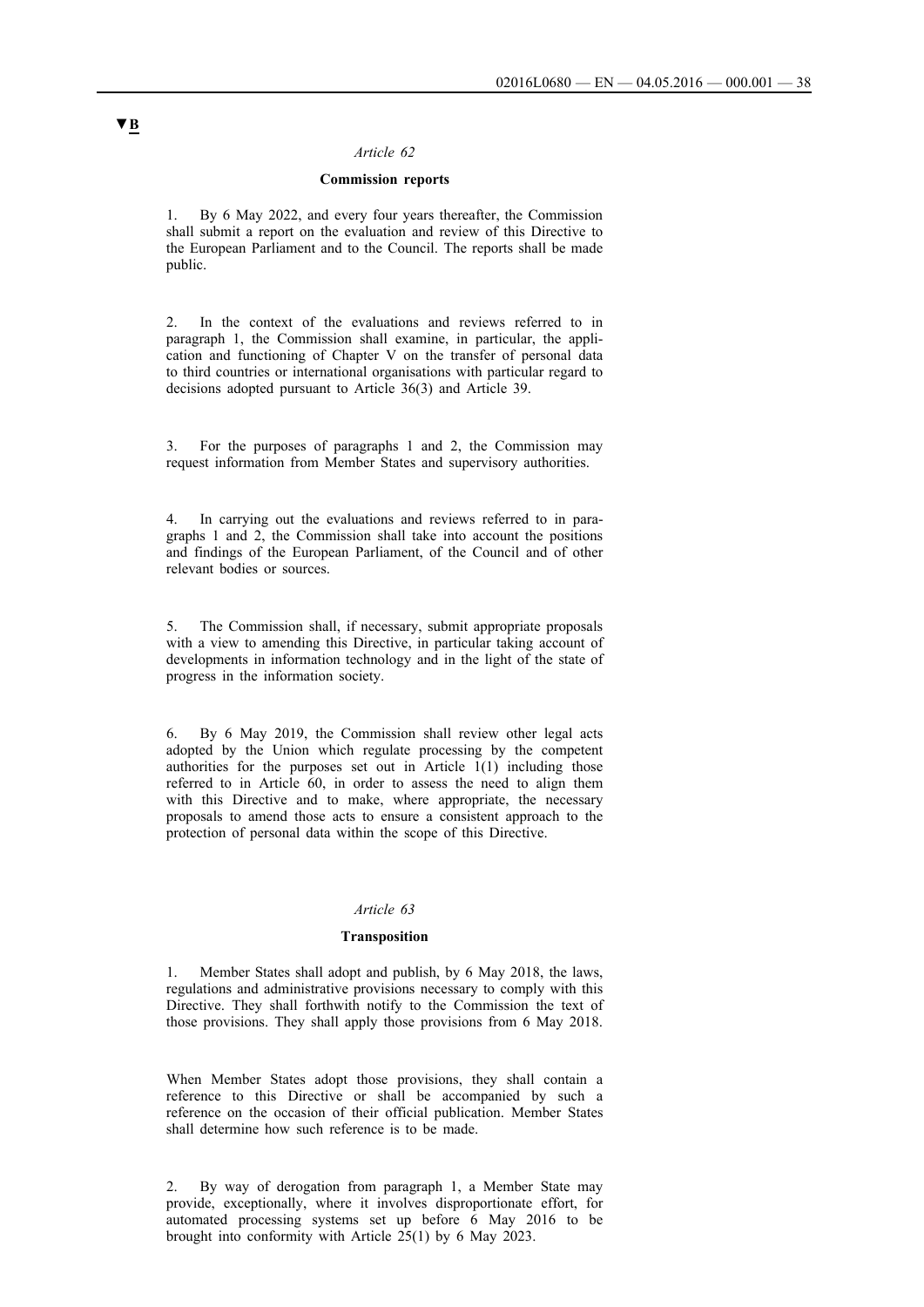▼B

*Article 62*

**Commission reports**

1. By 6 May 2022, and every four years thereafter, the Commission shall submit a report on the evaluation and review of this Directive to the European Parliament and to the Council. The reports shall be made public.

2. In the context of the evaluations and reviews referred to in paragraph 1, the Commission shall examine, in particular, the application and functioning of Chapter V on the transfer of personal data to third countries or international organisations with particular regard to decisions adopted pursuant to Article 36(3) and Article 39.

3. For the purposes of paragraphs 1 and 2, the Commission may request information from Member States and supervisory authorities.

4. In carrying out the evaluations and reviews referred to in paragraphs 1 and 2, the Commission shall take into account the positions and findings of the European Parliament, of the Council and of other relevant bodies or sources.

5. The Commission shall, if necessary, submit appropriate proposals with a view to amending this Directive, in particular taking account of developments in information technology and in the light of the state of progress in the information society.

6. By 6 May 2019, the Commission shall review other legal acts adopted by the Union which regulate processing by the competent authorities for the purposes set out in Article 1(1) including those referred to in Article 60, in order to assess the need to align them with this Directive and to make, where appropriate, the necessary proposals to amend those acts to ensure a consistent approach to the protection of personal data within the scope of this Directive.

*Article 63*

**Transposition**

1. Member States shall adopt and publish, by 6 May 2018, the laws, regulations and administrative provisions necessary to comply with this Directive. They shall forthwith notify to the Commission the text of those provisions. They shall apply those provisions from 6 May 2018.

When Member States adopt those provisions, they shall contain a reference to this Directive or shall be accompanied by such a reference on the occasion of their official publication. Member States shall determine how such reference is to be made.

2. By way of derogation from paragraph 1, a Member State may provide, exceptionally, where it involves disproportionate effort, for automated processing systems set up before 6 May 2016 to be brought into conformity with Article 25(1) by 6 May 2023.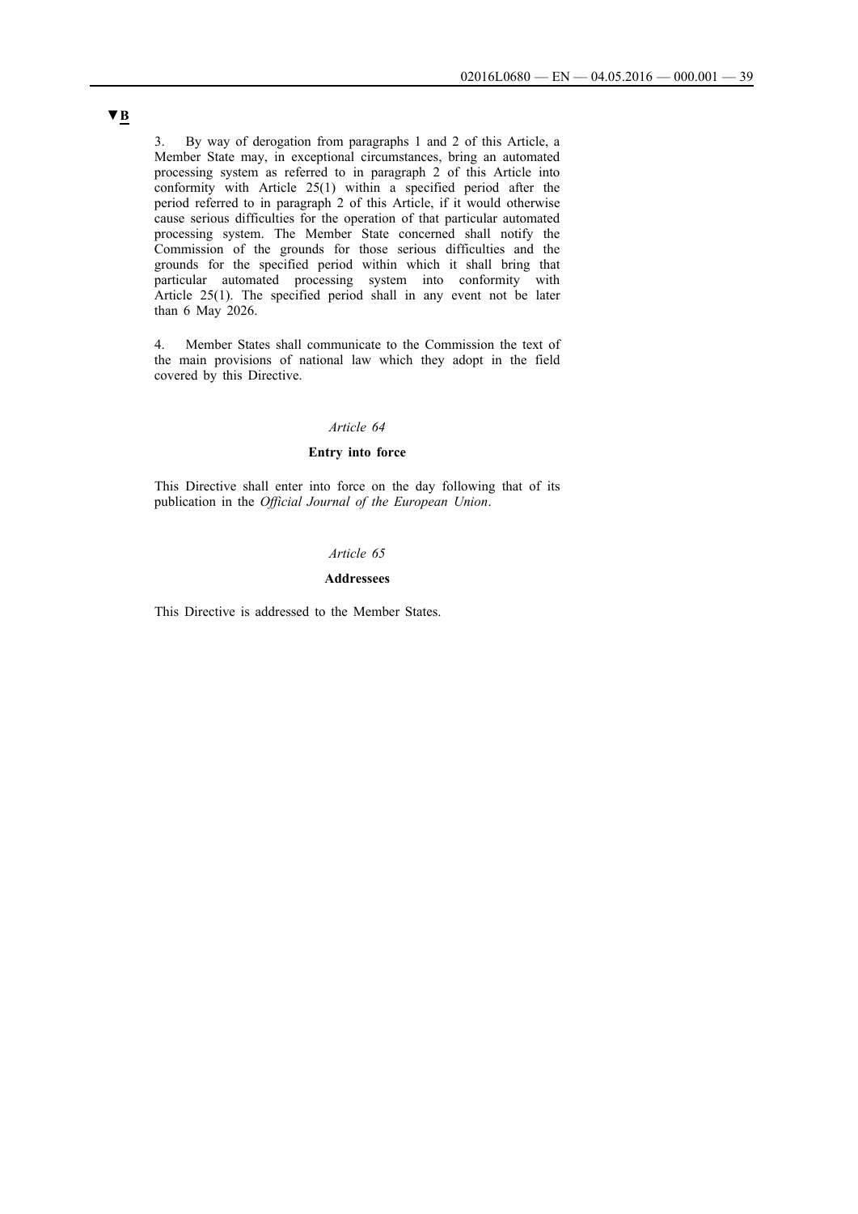▼B

3. By way of derogation from paragraphs 1 and 2 of this Article, a Member State may, in exceptional circumstances, bring an automated processing system as referred to in paragraph 2 of this Article into conformity with Article 25(1) within a specified period after the period referred to in paragraph 2 of this Article, if it would otherwise cause serious difficulties for the operation of that particular automated processing system. The Member State concerned shall notify the Commission of the grounds for those serious difficulties and the grounds for the specified period within which it shall bring that particular automated processing system into conformity with Article 25(1). The specified period shall in any event not be later than 6 May 2026.

4. Member States shall communicate to the Commission the text of the main provisions of national law which they adopt in the field covered by this Directive.

*Article 64*

**Entry into force**

This Directive shall enter into force on the day following that of its publication in the *Official Journal of the European Union*.

*Article 65*

**Addressees**

This Directive is addressed to the Member States.